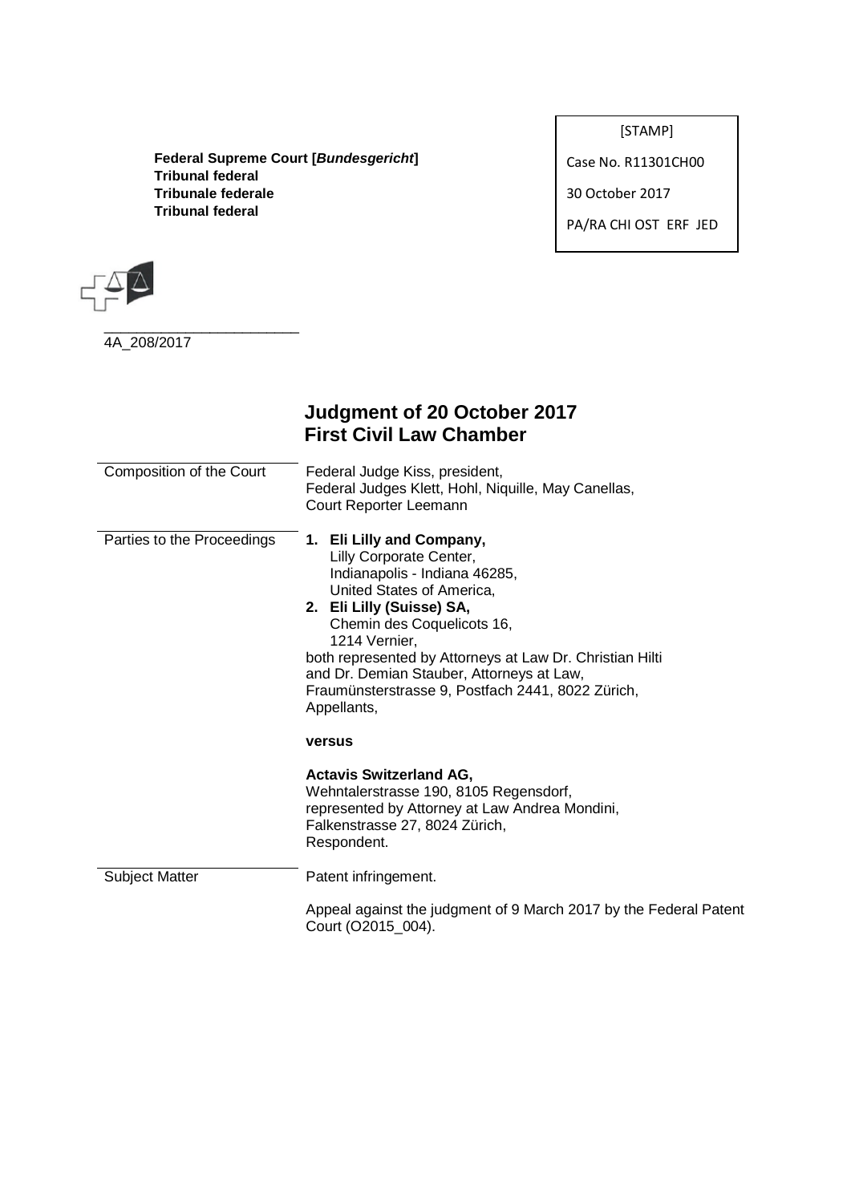[STAMP]

Case No. R11301CH00

30 October 2017

PA/RA CHI OST ERF JED

**Federal Supreme Court [*Bundesgericht*]**
**Tribunal federal**
**Tribunale federale**
**Tribunal federal**

4A_208/2017

# Judgment of 20 October 2017
## First Civil Law Chamber

| | |
|---|---|
| Composition of the Court | Federal Judge Kiss, president, Federal Judges Klett, Hohl, Niquille, May Canellas, Court Reporter Leemann |
| Parties to the Proceedings | **1. Eli Lilly and Company,** Lilly Corporate Center, Indianapolis - Indiana 46285, United States of America, **2. Eli Lilly (Suisse) SA,** Chemin des Coquelicots 16, 1214 Vernier, both represented by Attorneys at Law Dr. Christian Hilti and Dr. Demian Stauber, Attorneys at Law, Fraumünsterstrasse 9, Postfach 2441, 8022 Zürich, Appellants, **versus** **Actavis Switzerland AG,** Wehntalerstrasse 190, 8105 Regensdorf, represented by Attorney at Law Andrea Mondini, Falkenstrasse 27, 8024 Zürich, Respondent. |
| Subject Matter | Patent infringement. Appeal against the judgment of 9 March 2017 by the Federal Patent Court (O2015_004). |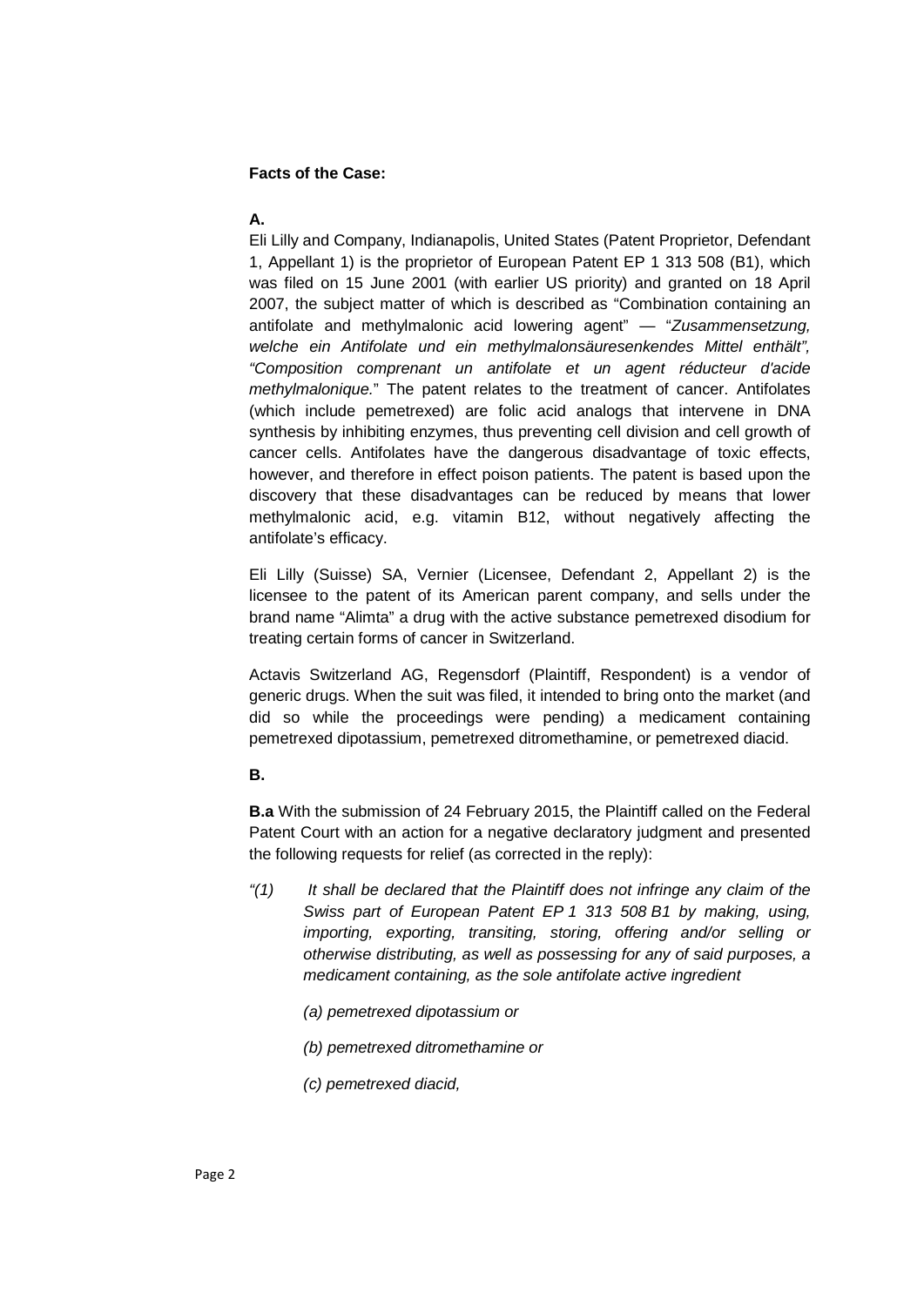**Facts of the Case:**

**A.**

Eli Lilly and Company, Indianapolis, United States (Patent Proprietor, Defendant 1, Appellant 1) is the proprietor of European Patent EP 1 313 508 (B1), which was filed on 15 June 2001 (with earlier US priority) and granted on 18 April 2007, the subject matter of which is described as "Combination containing an antifolate and methylmalonic acid lowering agent" — "*Zusammensetzung, welche ein Antifolate und ein methylmalonsäuresenkendes Mittel enthält", "Composition comprenant un antifolate et un agent réducteur d'acide methylmalonique.*" The patent relates to the treatment of cancer. Antifolates (which include pemetrexed) are folic acid analogs that intervene in DNA synthesis by inhibiting enzymes, thus preventing cell division and cell growth of cancer cells. Antifolates have the dangerous disadvantage of toxic effects, however, and therefore in effect poison patients. The patent is based upon the discovery that these disadvantages can be reduced by means that lower methylmalonic acid, e.g. vitamin B12, without negatively affecting the antifolate's efficacy.

Eli Lilly (Suisse) SA, Vernier (Licensee, Defendant 2, Appellant 2) is the licensee to the patent of its American parent company, and sells under the brand name "Alimta" a drug with the active substance pemetrexed disodium for treating certain forms of cancer in Switzerland.

Actavis Switzerland AG, Regensdorf (Plaintiff, Respondent) is a vendor of generic drugs. When the suit was filed, it intended to bring onto the market (and did so while the proceedings were pending) a medicament containing pemetrexed dipotassium, pemetrexed ditromethamine, or pemetrexed diacid.

**B.**

**B.a** With the submission of 24 February 2015, the Plaintiff called on the Federal Patent Court with an action for a negative declaratory judgment and presented the following requests for relief (as corrected in the reply):

*"(1) It shall be declared that the Plaintiff does not infringe any claim of the Swiss part of European Patent EP 1 313 508 B1 by making, using, importing, exporting, transiting, storing, offering and/or selling or otherwise distributing, as well as possessing for any of said purposes, a medicament containing, as the sole antifolate active ingredient*

*(a) pemetrexed dipotassium or*

*(b) pemetrexed ditromethamine or*

*(c) pemetrexed diacid,*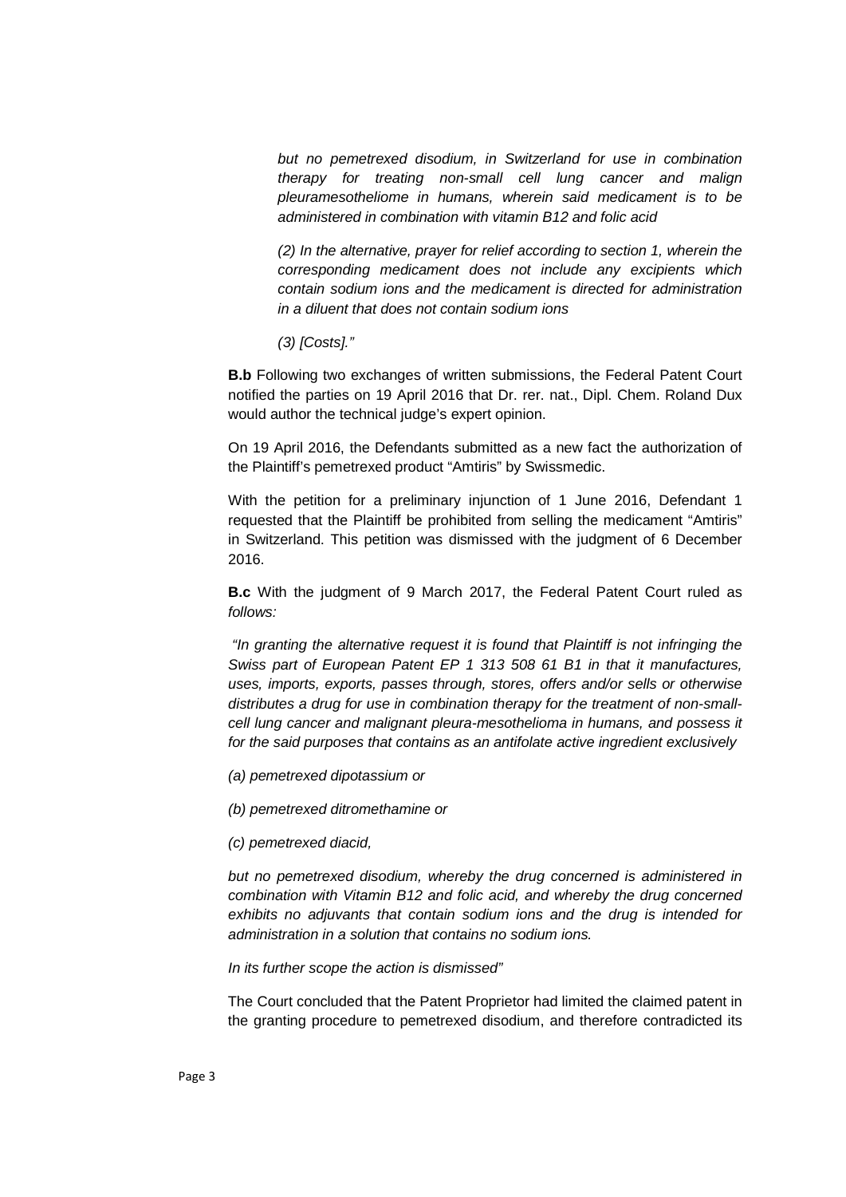*but no pemetrexed disodium, in Switzerland for use in combination therapy for treating non-small cell lung cancer and malign pleuramesotheliome in humans, wherein said medicament is to be administered in combination with vitamin B12 and folic acid*

*(2) In the alternative, prayer for relief according to section 1, wherein the corresponding medicament does not include any excipients which contain sodium ions and the medicament is directed for administration in a diluent that does not contain sodium ions*

*(3) [Costs]."*

**B.b** Following two exchanges of written submissions, the Federal Patent Court notified the parties on 19 April 2016 that Dr. rer. nat., Dipl. Chem. Roland Dux would author the technical judge's expert opinion.

On 19 April 2016, the Defendants submitted as a new fact the authorization of the Plaintiff's pemetrexed product "Amtiris" by Swissmedic.

With the petition for a preliminary injunction of 1 June 2016, Defendant 1 requested that the Plaintiff be prohibited from selling the medicament "Amtiris" in Switzerland. This petition was dismissed with the judgment of 6 December 2016.

**B.c** With the judgment of 9 March 2017, the Federal Patent Court ruled as *follows:*

*"In granting the alternative request it is found that Plaintiff is not infringing the Swiss part of European Patent EP 1 313 508 61 B1 in that it manufactures, uses, imports, exports, passes through, stores, offers and/or sells or otherwise distributes a drug for use in combination therapy for the treatment of non-small-cell lung cancer and malignant pleura-mesothelioma in humans, and possess it for the said purposes that contains as an antifolate active ingredient exclusively*

*(a) pemetrexed dipotassium or*

*(b) pemetrexed ditromethamine or*

*(c) pemetrexed diacid,*

*but no pemetrexed disodium, whereby the drug concerned is administered in combination with Vitamin B12 and folic acid, and whereby the drug concerned exhibits no adjuvants that contain sodium ions and the drug is intended for administration in a solution that contains no sodium ions.*

*In its further scope the action is dismissed"*

The Court concluded that the Patent Proprietor had limited the claimed patent in the granting procedure to pemetrexed disodium, and therefore contradicted its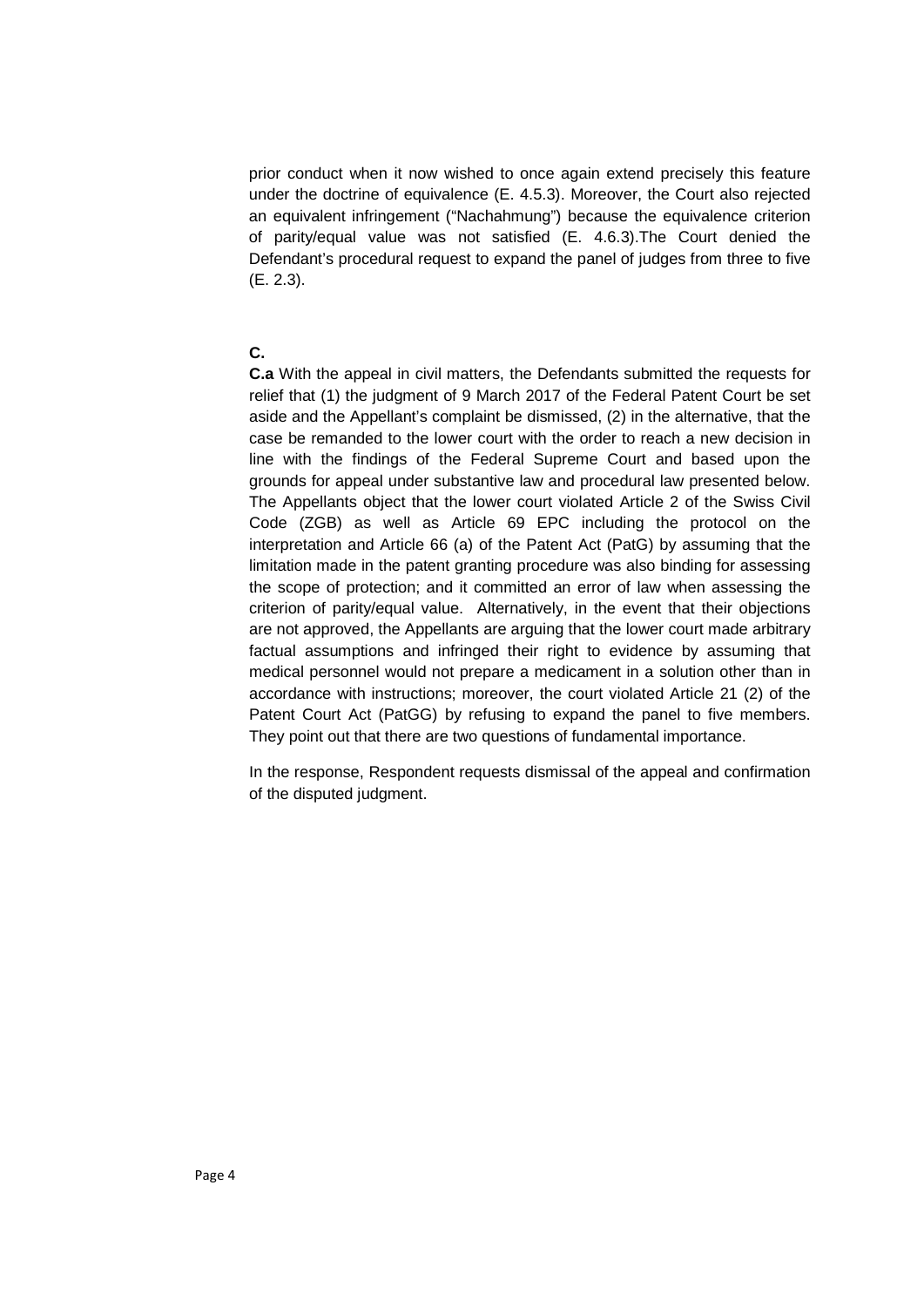prior conduct when it now wished to once again extend precisely this feature under the doctrine of equivalence (E. 4.5.3). Moreover, the Court also rejected an equivalent infringement ("Nachahmung") because the equivalence criterion of parity/equal value was not satisfied (E. 4.6.3).The Court denied the Defendant's procedural request to expand the panel of judges from three to five (E. 2.3).

**C.**

**C.a** With the appeal in civil matters, the Defendants submitted the requests for relief that (1) the judgment of 9 March 2017 of the Federal Patent Court be set aside and the Appellant's complaint be dismissed, (2) in the alternative, that the case be remanded to the lower court with the order to reach a new decision in line with the findings of the Federal Supreme Court and based upon the grounds for appeal under substantive law and procedural law presented below. The Appellants object that the lower court violated Article 2 of the Swiss Civil Code (ZGB) as well as Article 69 EPC including the protocol on the interpretation and Article 66 (a) of the Patent Act (PatG) by assuming that the limitation made in the patent granting procedure was also binding for assessing the scope of protection; and it committed an error of law when assessing the criterion of parity/equal value. Alternatively, in the event that their objections are not approved, the Appellants are arguing that the lower court made arbitrary factual assumptions and infringed their right to evidence by assuming that medical personnel would not prepare a medicament in a solution other than in accordance with instructions; moreover, the court violated Article 21 (2) of the Patent Court Act (PatGG) by refusing to expand the panel to five members. They point out that there are two questions of fundamental importance.

In the response, Respondent requests dismissal of the appeal and confirmation of the disputed judgment.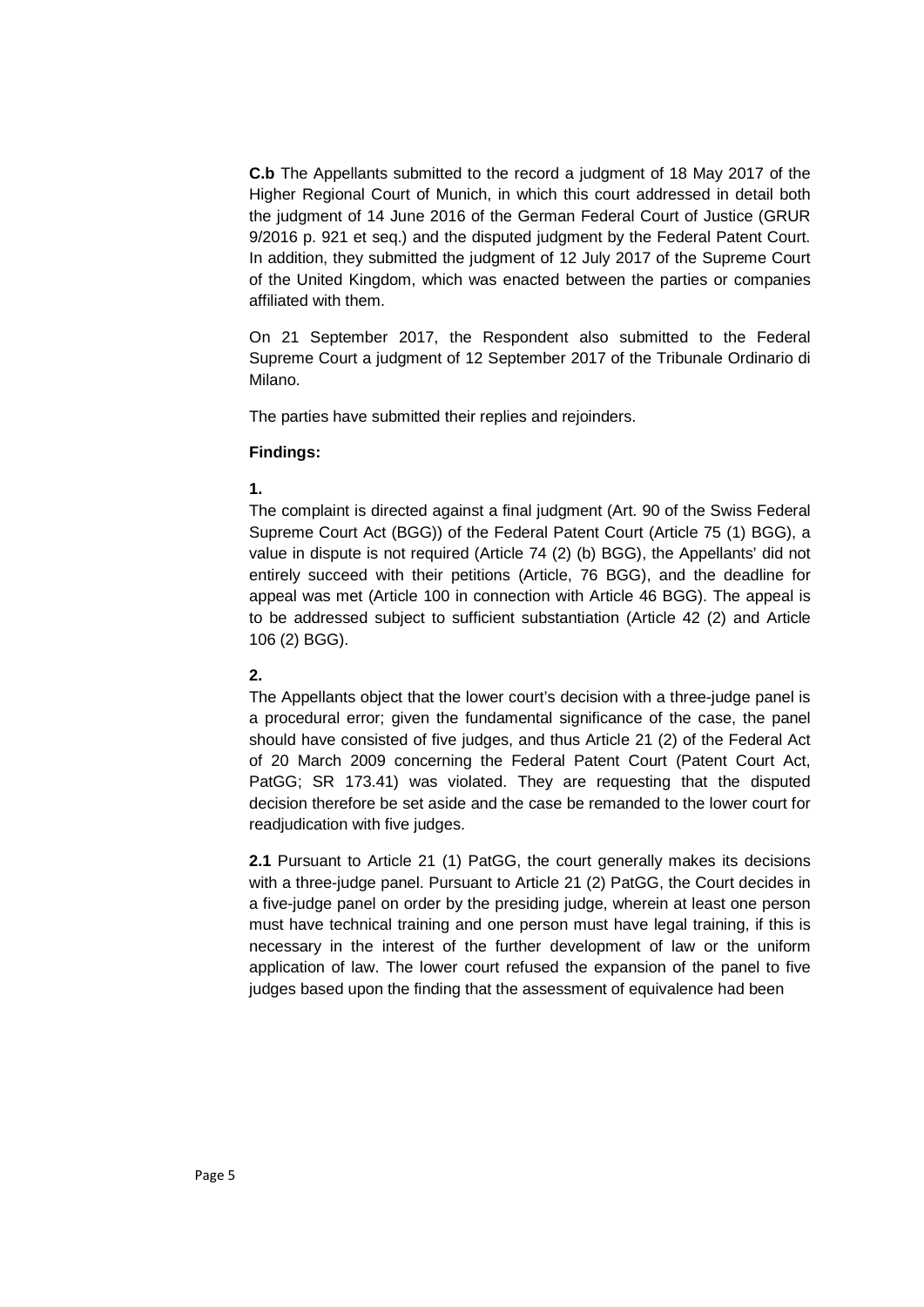**C.b** The Appellants submitted to the record a judgment of 18 May 2017 of the Higher Regional Court of Munich, in which this court addressed in detail both the judgment of 14 June 2016 of the German Federal Court of Justice (GRUR 9/2016 p. 921 et seq.) and the disputed judgment by the Federal Patent Court. In addition, they submitted the judgment of 12 July 2017 of the Supreme Court of the United Kingdom, which was enacted between the parties or companies affiliated with them.

On 21 September 2017, the Respondent also submitted to the Federal Supreme Court a judgment of 12 September 2017 of the Tribunale Ordinario di Milano.

The parties have submitted their replies and rejoinders.

**Findings:**

**1.**

The complaint is directed against a final judgment (Art. 90 of the Swiss Federal Supreme Court Act (BGG)) of the Federal Patent Court (Article 75 (1) BGG), a value in dispute is not required (Article 74 (2) (b) BGG), the Appellants' did not entirely succeed with their petitions (Article, 76 BGG), and the deadline for appeal was met (Article 100 in connection with Article 46 BGG). The appeal is to be addressed subject to sufficient substantiation (Article 42 (2) and Article 106 (2) BGG).

**2.**

The Appellants object that the lower court's decision with a three-judge panel is a procedural error; given the fundamental significance of the case, the panel should have consisted of five judges, and thus Article 21 (2) of the Federal Act of 20 March 2009 concerning the Federal Patent Court (Patent Court Act, PatGG; SR 173.41) was violated. They are requesting that the disputed decision therefore be set aside and the case be remanded to the lower court for readjudication with five judges.

**2.1** Pursuant to Article 21 (1) PatGG, the court generally makes its decisions with a three-judge panel. Pursuant to Article 21 (2) PatGG, the Court decides in a five-judge panel on order by the presiding judge, wherein at least one person must have technical training and one person must have legal training, if this is necessary in the interest of the further development of law or the uniform application of law. The lower court refused the expansion of the panel to five judges based upon the finding that the assessment of equivalence had been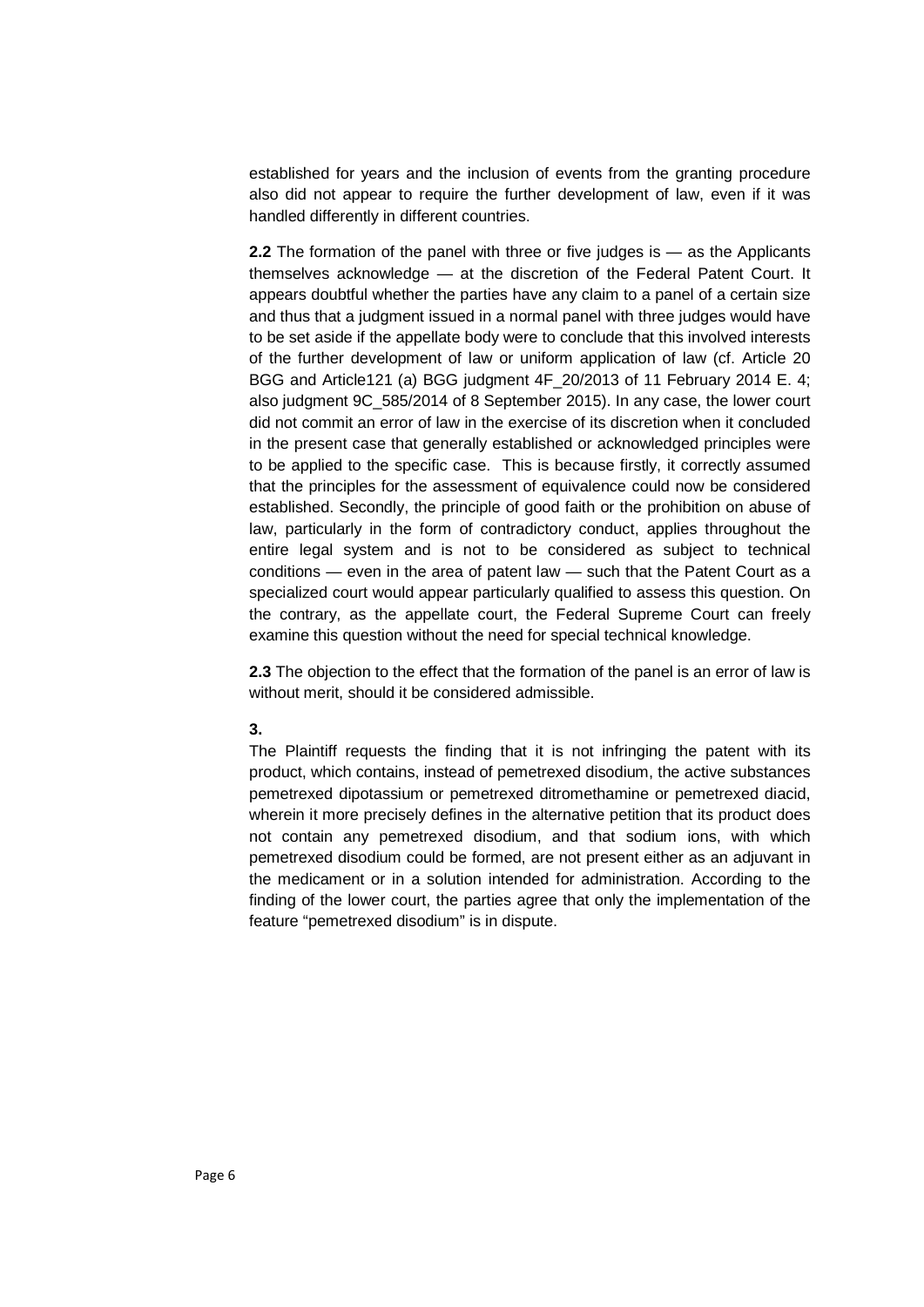established for years and the inclusion of events from the granting procedure also did not appear to require the further development of law, even if it was handled differently in different countries.

**2.2** The formation of the panel with three or five judges is — as the Applicants themselves acknowledge — at the discretion of the Federal Patent Court. It appears doubtful whether the parties have any claim to a panel of a certain size and thus that a judgment issued in a normal panel with three judges would have to be set aside if the appellate body were to conclude that this involved interests of the further development of law or uniform application of law (cf. Article 20 BGG and Article121 (a) BGG judgment 4F_20/2013 of 11 February 2014 E. 4; also judgment 9C_585/2014 of 8 September 2015). In any case, the lower court did not commit an error of law in the exercise of its discretion when it concluded in the present case that generally established or acknowledged principles were to be applied to the specific case. This is because firstly, it correctly assumed that the principles for the assessment of equivalence could now be considered established. Secondly, the principle of good faith or the prohibition on abuse of law, particularly in the form of contradictory conduct, applies throughout the entire legal system and is not to be considered as subject to technical conditions — even in the area of patent law — such that the Patent Court as a specialized court would appear particularly qualified to assess this question. On the contrary, as the appellate court, the Federal Supreme Court can freely examine this question without the need for special technical knowledge.

**2.3** The objection to the effect that the formation of the panel is an error of law is without merit, should it be considered admissible.

**3.**

The Plaintiff requests the finding that it is not infringing the patent with its product, which contains, instead of pemetrexed disodium, the active substances pemetrexed dipotassium or pemetrexed ditromethamine or pemetrexed diacid, wherein it more precisely defines in the alternative petition that its product does not contain any pemetrexed disodium, and that sodium ions, with which pemetrexed disodium could be formed, are not present either as an adjuvant in the medicament or in a solution intended for administration. According to the finding of the lower court, the parties agree that only the implementation of the feature "pemetrexed disodium" is in dispute.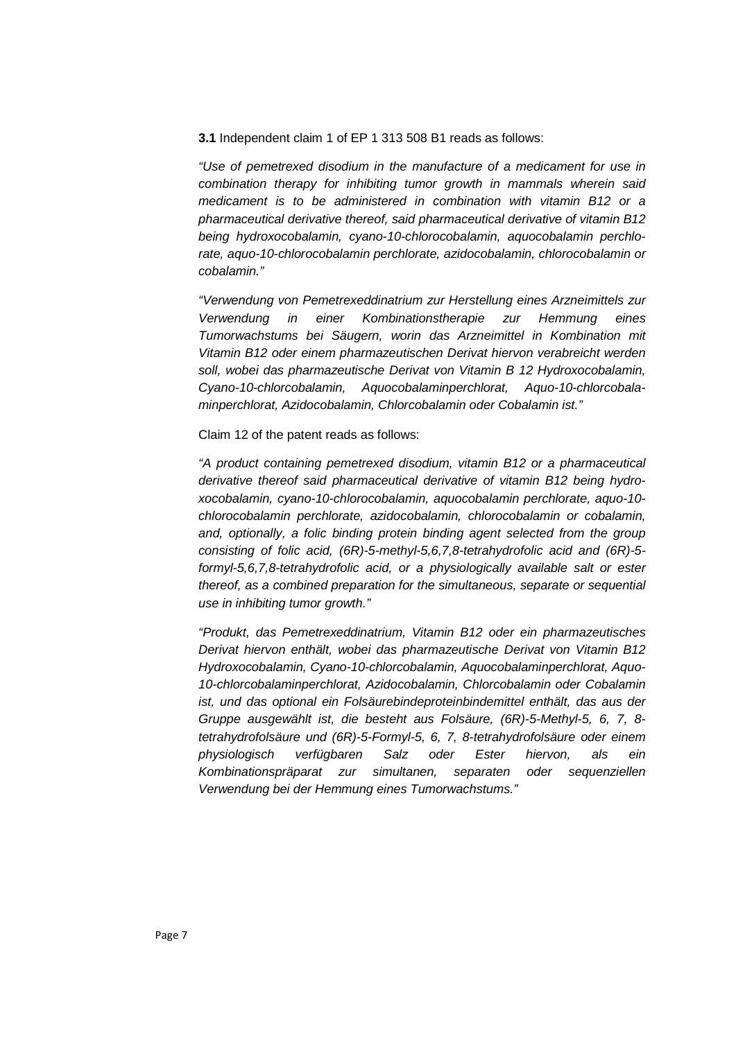**3.1** Independent claim 1 of EP 1 313 508 B1 reads as follows:

*"Use of pemetrexed disodium in the manufacture of a medicament for use in combination therapy for inhibiting tumor growth in mammals wherein said medicament is to be administered in combination with vitamin B12 or a pharmaceutical derivative thereof, said pharmaceutical derivative of vitamin B12 being hydroxocobalamin, cyano-10-chlorocobalamin, aquocobalamin perchlorate, aquo-10-chlorocobalamin perchlorate, azidocobalamin, chlorocobalamin or cobalamin."*

*"Verwendung von Pemetrexeddinatrium zur Herstellung eines Arzneimittels zur Verwendung in einer Kombinationstherapie zur Hemmung eines Tumorwachstums bei Säugern, worin das Arzneimittel in Kombination mit Vitamin B12 oder einem pharmazeutischen Derivat hiervon verabreicht werden soll, wobei das pharmazeutische Derivat von Vitamin B 12 Hydroxocobalamin, Cyano-10-chlorcobalamin, Aquocobalaminperchlorat, Aquo-10-chlorcobalaminperchlorat, Azidocobalamin, Chlorcobalamin oder Cobalamin ist."*

Claim 12 of the patent reads as follows:

*"A product containing pemetrexed disodium, vitamin B12 or a pharmaceutical derivative thereof said pharmaceutical derivative of vitamin B12 being hydroxocobalamin, cyano-10-chlorocobalamin, aquocobalamin perchlorate, aquo-10-chlorocobalamin perchlorate, azidocobalamin, chlorocobalamin or cobalamin, and, optionally, a folic binding protein binding agent selected from the group consisting of folic acid, (6R)-5-methyl-5,6,7,8-tetrahydrofolic acid and (6R)-5-formyl-5,6,7,8-tetrahydrofolic acid, or a physiologically available salt or ester thereof, as a combined preparation for the simultaneous, separate or sequential use in inhibiting tumor growth."*

*"Produkt, das Pemetrexeddinatrium, Vitamin B12 oder ein pharmazeutisches Derivat hiervon enthält, wobei das pharmazeutische Derivat von Vitamin B12 Hydroxocobalamin, Cyano-10-chlorcobalamin, Aquocobalaminperchlorat, Aquo-10-chlorcobalaminperchlorat, Azidocobalamin, Chlorcobalamin oder Cobalamin ist, und das optional ein Folsäurebindeproteinbindemittel enthält, das aus der Gruppe ausgewählt ist, die besteht aus Folsäure, (6R)-5-Methyl-5, 6, 7, 8-tetrahydrofolsäure und (6R)-5-Formyl-5, 6, 7, 8-tetrahydrofolsäure oder einem physiologisch verfügbaren Salz oder Ester hiervon, als ein Kombinationspräparat zur simultanen, separaten oder sequenziellen Verwendung bei der Hemmung eines Tumorwachstums."*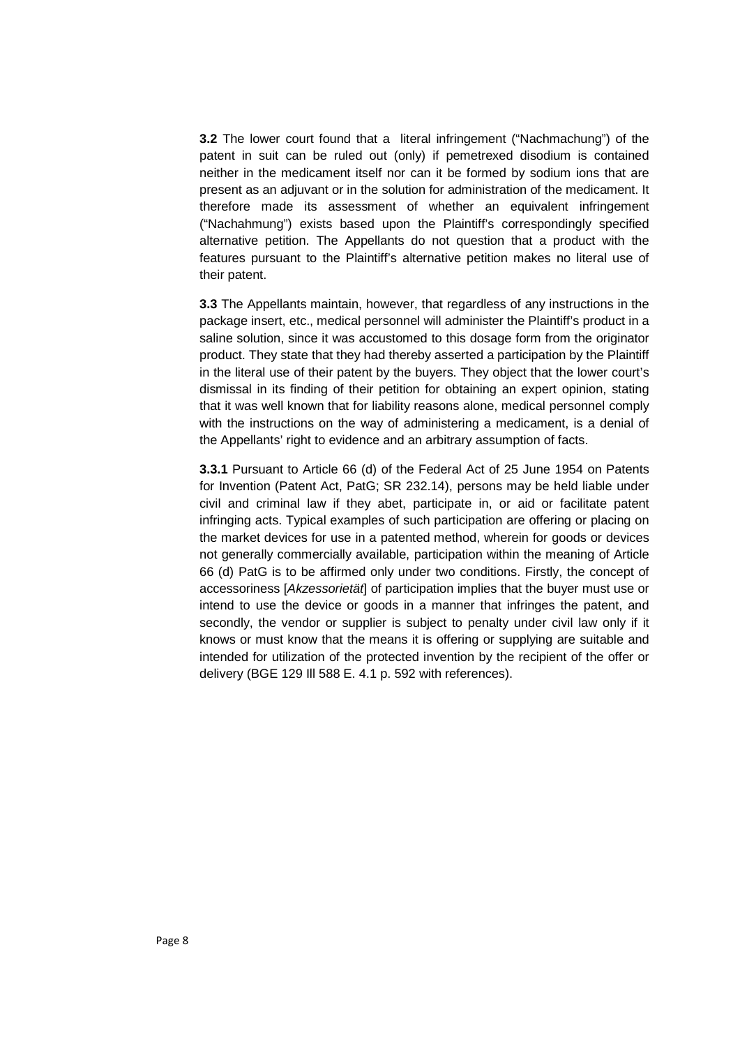**3.2** The lower court found that a literal infringement ("Nachmachung") of the patent in suit can be ruled out (only) if pemetrexed disodium is contained neither in the medicament itself nor can it be formed by sodium ions that are present as an adjuvant or in the solution for administration of the medicament. It therefore made its assessment of whether an equivalent infringement ("Nachahmung") exists based upon the Plaintiff's correspondingly specified alternative petition. The Appellants do not question that a product with the features pursuant to the Plaintiff's alternative petition makes no literal use of their patent.

**3.3** The Appellants maintain, however, that regardless of any instructions in the package insert, etc., medical personnel will administer the Plaintiff's product in a saline solution, since it was accustomed to this dosage form from the originator product. They state that they had thereby asserted a participation by the Plaintiff in the literal use of their patent by the buyers. They object that the lower court's dismissal in its finding of their petition for obtaining an expert opinion, stating that it was well known that for liability reasons alone, medical personnel comply with the instructions on the way of administering a medicament, is a denial of the Appellants' right to evidence and an arbitrary assumption of facts.

**3.3.1** Pursuant to Article 66 (d) of the Federal Act of 25 June 1954 on Patents for Invention (Patent Act, PatG; SR 232.14), persons may be held liable under civil and criminal law if they abet, participate in, or aid or facilitate patent infringing acts. Typical examples of such participation are offering or placing on the market devices for use in a patented method, wherein for goods or devices not generally commercially available, participation within the meaning of Article 66 (d) PatG is to be affirmed only under two conditions. Firstly, the concept of accessoriness [*Akzessorietät*] of participation implies that the buyer must use or intend to use the device or goods in a manner that infringes the patent, and secondly, the vendor or supplier is subject to penalty under civil law only if it knows or must know that the means it is offering or supplying are suitable and intended for utilization of the protected invention by the recipient of the offer or delivery (BGE 129 Ill 588 E. 4.1 p. 592 with references).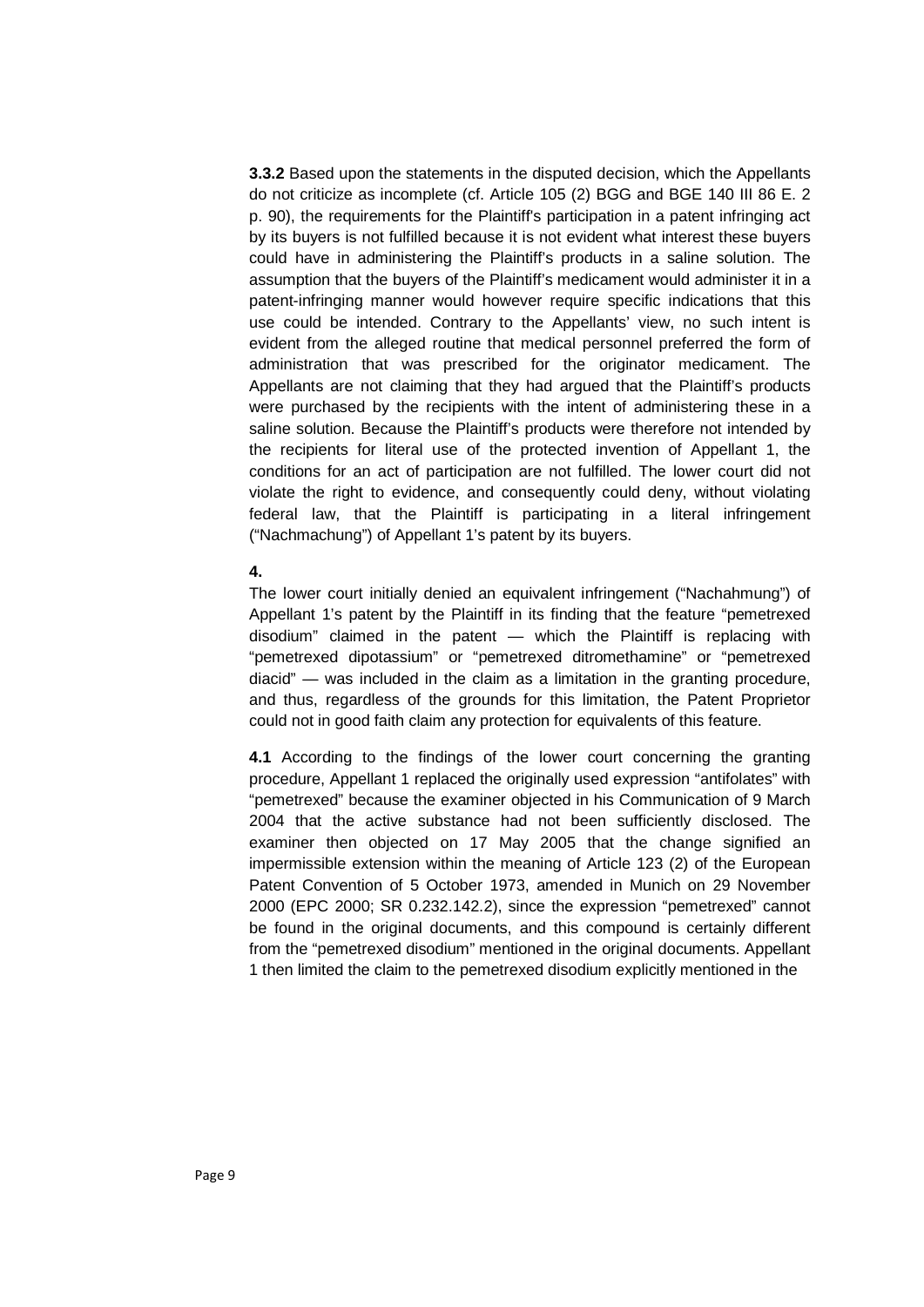**3.3.2** Based upon the statements in the disputed decision, which the Appellants do not criticize as incomplete (cf. Article 105 (2) BGG and BGE 140 III 86 E. 2 p. 90), the requirements for the Plaintiff's participation in a patent infringing act by its buyers is not fulfilled because it is not evident what interest these buyers could have in administering the Plaintiff's products in a saline solution. The assumption that the buyers of the Plaintiff's medicament would administer it in a patent-infringing manner would however require specific indications that this use could be intended. Contrary to the Appellants' view, no such intent is evident from the alleged routine that medical personnel preferred the form of administration that was prescribed for the originator medicament. The Appellants are not claiming that they had argued that the Plaintiff's products were purchased by the recipients with the intent of administering these in a saline solution. Because the Plaintiff's products were therefore not intended by the recipients for literal use of the protected invention of Appellant 1, the conditions for an act of participation are not fulfilled. The lower court did not violate the right to evidence, and consequently could deny, without violating federal law, that the Plaintiff is participating in a literal infringement ("Nachmachung") of Appellant 1's patent by its buyers.

**4.**

The lower court initially denied an equivalent infringement ("Nachahmung") of Appellant 1's patent by the Plaintiff in its finding that the feature "pemetrexed disodium" claimed in the patent — which the Plaintiff is replacing with "pemetrexed dipotassium" or "pemetrexed ditromethamine" or "pemetrexed diacid" — was included in the claim as a limitation in the granting procedure, and thus, regardless of the grounds for this limitation, the Patent Proprietor could not in good faith claim any protection for equivalents of this feature.

**4.1** According to the findings of the lower court concerning the granting procedure, Appellant 1 replaced the originally used expression "antifolates" with "pemetrexed" because the examiner objected in his Communication of 9 March 2004 that the active substance had not been sufficiently disclosed. The examiner then objected on 17 May 2005 that the change signified an impermissible extension within the meaning of Article 123 (2) of the European Patent Convention of 5 October 1973, amended in Munich on 29 November 2000 (EPC 2000; SR 0.232.142.2), since the expression "pemetrexed" cannot be found in the original documents, and this compound is certainly different from the "pemetrexed disodium" mentioned in the original documents. Appellant 1 then limited the claim to the pemetrexed disodium explicitly mentioned in the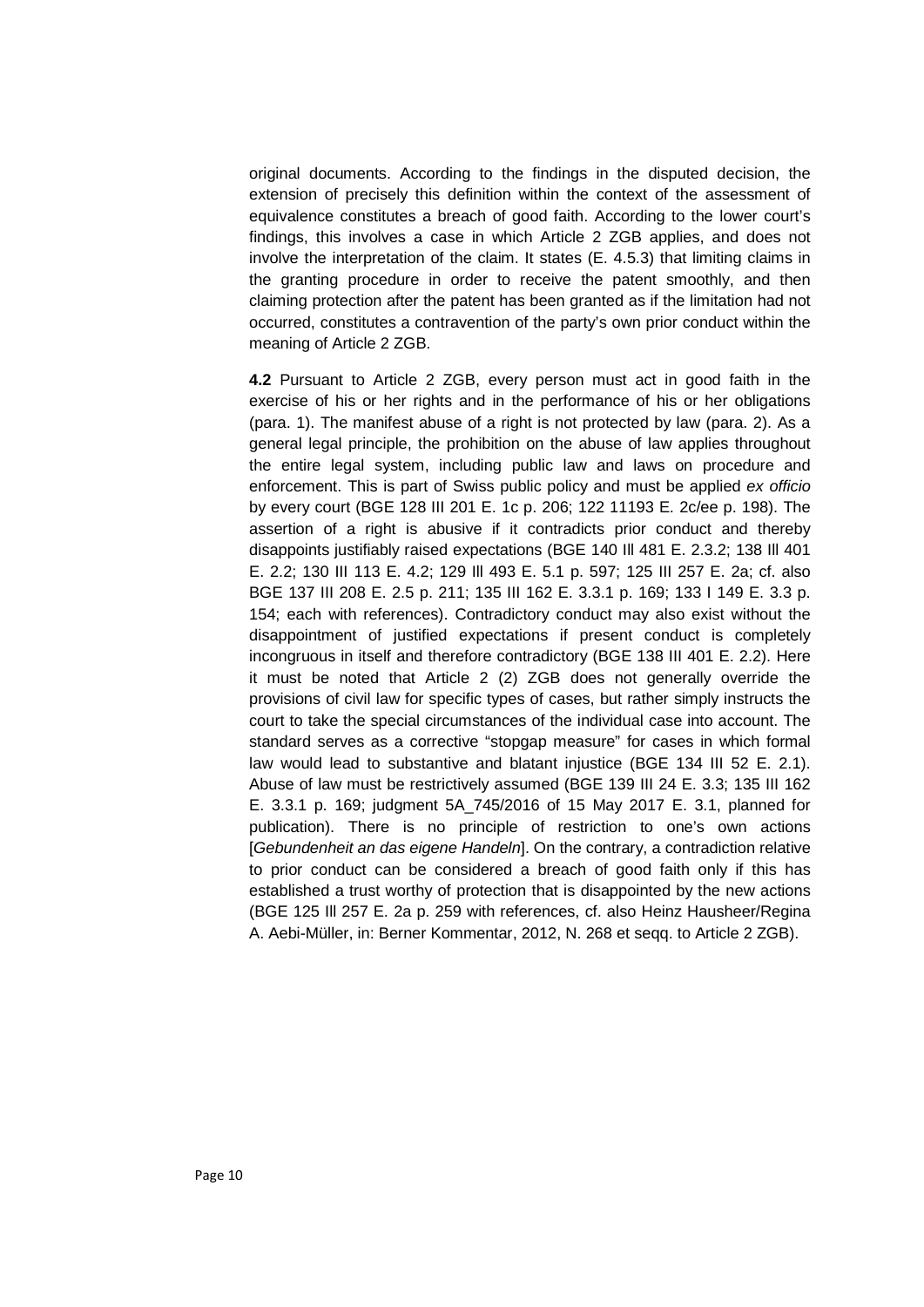original documents. According to the findings in the disputed decision, the extension of precisely this definition within the context of the assessment of equivalence constitutes a breach of good faith. According to the lower court's findings, this involves a case in which Article 2 ZGB applies, and does not involve the interpretation of the claim. It states (E. 4.5.3) that limiting claims in the granting procedure in order to receive the patent smoothly, and then claiming protection after the patent has been granted as if the limitation had not occurred, constitutes a contravention of the party's own prior conduct within the meaning of Article 2 ZGB.

**4.2** Pursuant to Article 2 ZGB, every person must act in good faith in the exercise of his or her rights and in the performance of his or her obligations (para. 1). The manifest abuse of a right is not protected by law (para. 2). As a general legal principle, the prohibition on the abuse of law applies throughout the entire legal system, including public law and laws on procedure and enforcement. This is part of Swiss public policy and must be applied *ex officio* by every court (BGE 128 III 201 E. 1c p. 206; 122 11193 E. 2c/ee p. 198). The assertion of a right is abusive if it contradicts prior conduct and thereby disappoints justifiably raised expectations (BGE 140 Ill 481 E. 2.3.2; 138 Ill 401 E. 2.2; 130 III 113 E. 4.2; 129 Ill 493 E. 5.1 p. 597; 125 III 257 E. 2a; cf. also BGE 137 III 208 E. 2.5 p. 211; 135 III 162 E. 3.3.1 p. 169; 133 I 149 E. 3.3 p. 154; each with references). Contradictory conduct may also exist without the disappointment of justified expectations if present conduct is completely incongruous in itself and therefore contradictory (BGE 138 III 401 E. 2.2). Here it must be noted that Article 2 (2) ZGB does not generally override the provisions of civil law for specific types of cases, but rather simply instructs the court to take the special circumstances of the individual case into account. The standard serves as a corrective "stopgap measure" for cases in which formal law would lead to substantive and blatant injustice (BGE 134 III 52 E. 2.1). Abuse of law must be restrictively assumed (BGE 139 III 24 E. 3.3; 135 III 162 E. 3.3.1 p. 169; judgment 5A_745/2016 of 15 May 2017 E. 3.1, planned for publication). There is no principle of restriction to one's own actions [*Gebundenheit an das eigene Handeln*]. On the contrary, a contradiction relative to prior conduct can be considered a breach of good faith only if this has established a trust worthy of protection that is disappointed by the new actions (BGE 125 Ill 257 E. 2a p. 259 with references, cf. also Heinz Hausheer/Regina A. Aebi-Müller, in: Berner Kommentar, 2012, N. 268 et seqq. to Article 2 ZGB).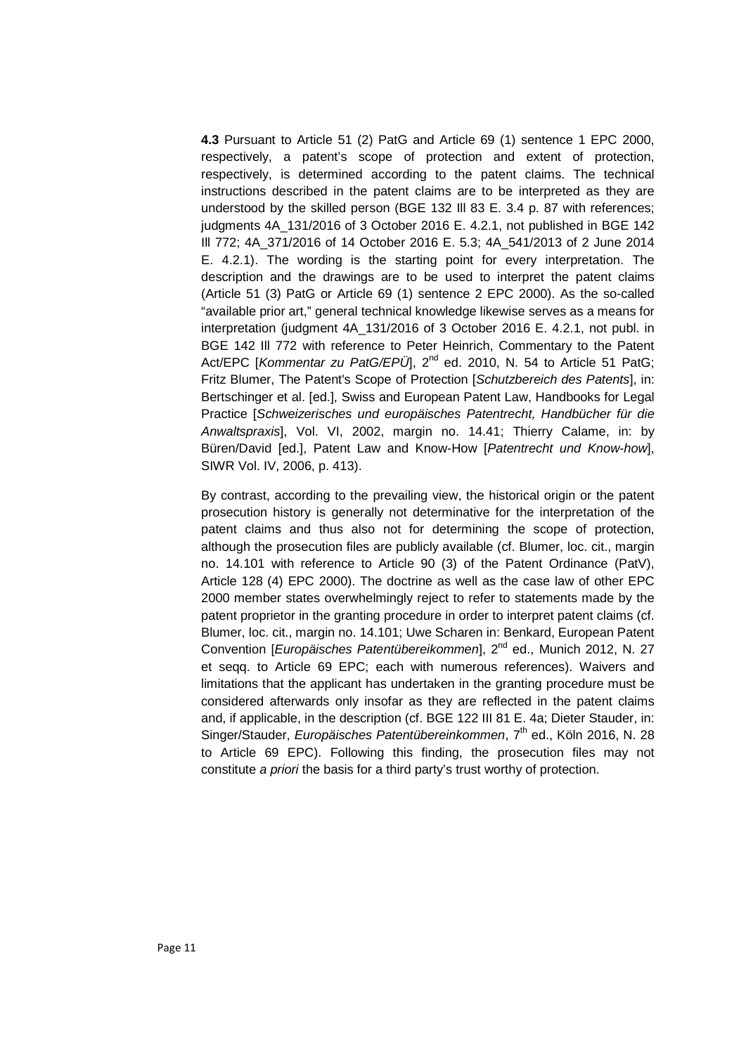**4.3** Pursuant to Article 51 (2) PatG and Article 69 (1) sentence 1 EPC 2000, respectively, a patent's scope of protection and extent of protection, respectively, is determined according to the patent claims. The technical instructions described in the patent claims are to be interpreted as they are understood by the skilled person (BGE 132 Ill 83 E. 3.4 p. 87 with references; judgments 4A_131/2016 of 3 October 2016 E. 4.2.1, not published in BGE 142 Ill 772; 4A_371/2016 of 14 October 2016 E. 5.3; 4A_541/2013 of 2 June 2014 E. 4.2.1). The wording is the starting point for every interpretation. The description and the drawings are to be used to interpret the patent claims (Article 51 (3) PatG or Article 69 (1) sentence 2 EPC 2000). As the so-called "available prior art," general technical knowledge likewise serves as a means for interpretation (judgment 4A_131/2016 of 3 October 2016 E. 4.2.1, not publ. in BGE 142 Ill 772 with reference to Peter Heinrich, Commentary to the Patent Act/EPC [*Kommentar zu PatG/EPÜ*], 2nd ed. 2010, N. 54 to Article 51 PatG; Fritz Blumer, The Patent's Scope of Protection [*Schutzbereich des Patents*], in: Bertschinger et al. [ed.], Swiss and European Patent Law, Handbooks for Legal Practice [*Schweizerisches und europäisches Patentrecht, Handbücher für die Anwaltspraxis*], Vol. VI, 2002, margin no. 14.41; Thierry Calame, in: by Büren/David [ed.], Patent Law and Know-How [*Patentrecht und Know-how*], SIWR Vol. IV, 2006, p. 413).

By contrast, according to the prevailing view, the historical origin or the patent prosecution history is generally not determinative for the interpretation of the patent claims and thus also not for determining the scope of protection, although the prosecution files are publicly available (cf. Blumer, loc. cit., margin no. 14.101 with reference to Article 90 (3) of the Patent Ordinance (PatV), Article 128 (4) EPC 2000). The doctrine as well as the case law of other EPC 2000 member states overwhelmingly reject to refer to statements made by the patent proprietor in the granting procedure in order to interpret patent claims (cf. Blumer, loc. cit., margin no. 14.101; Uwe Scharen in: Benkard, European Patent Convention [*Europäisches Patentübereikommen*], 2nd ed., Munich 2012, N. 27 et seqq. to Article 69 EPC; each with numerous references). Waivers and limitations that the applicant has undertaken in the granting procedure must be considered afterwards only insofar as they are reflected in the patent claims and, if applicable, in the description (cf. BGE 122 III 81 E. 4a; Dieter Stauder, in: Singer/Stauder, *Europäisches Patentübereinkommen*, 7th ed., Köln 2016, N. 28 to Article 69 EPC). Following this finding, the prosecution files may not constitute *a priori* the basis for a third party's trust worthy of protection.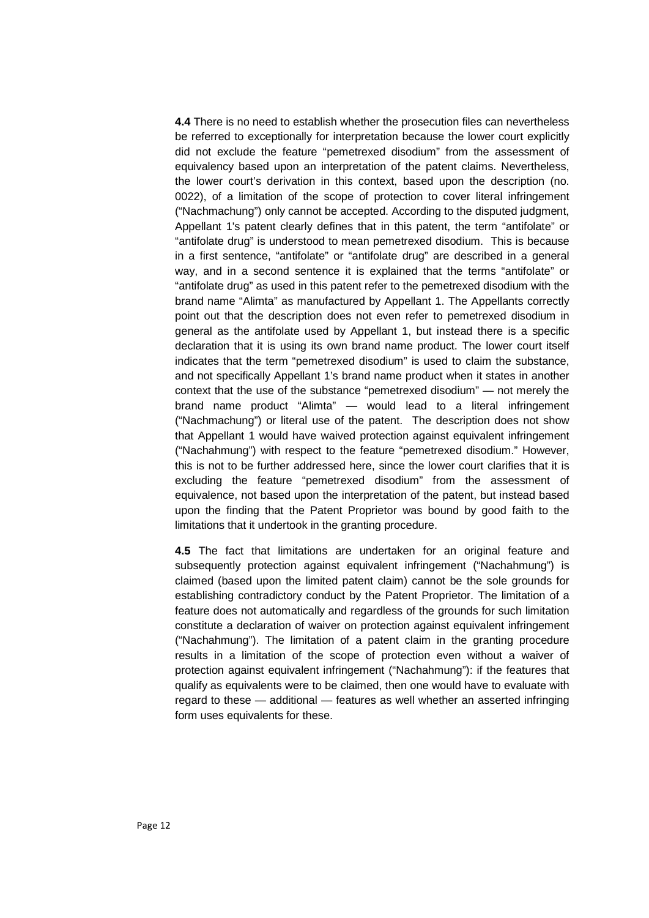**4.4** There is no need to establish whether the prosecution files can nevertheless be referred to exceptionally for interpretation because the lower court explicitly did not exclude the feature "pemetrexed disodium" from the assessment of equivalency based upon an interpretation of the patent claims. Nevertheless, the lower court's derivation in this context, based upon the description (no. 0022), of a limitation of the scope of protection to cover literal infringement ("Nachmachung") only cannot be accepted. According to the disputed judgment, Appellant 1's patent clearly defines that in this patent, the term "antifolate" or "antifolate drug" is understood to mean pemetrexed disodium. This is because in a first sentence, "antifolate" or "antifolate drug" are described in a general way, and in a second sentence it is explained that the terms "antifolate" or "antifolate drug" as used in this patent refer to the pemetrexed disodium with the brand name "Alimta" as manufactured by Appellant 1. The Appellants correctly point out that the description does not even refer to pemetrexed disodium in general as the antifolate used by Appellant 1, but instead there is a specific declaration that it is using its own brand name product. The lower court itself indicates that the term "pemetrexed disodium" is used to claim the substance, and not specifically Appellant 1's brand name product when it states in another context that the use of the substance "pemetrexed disodium" — not merely the brand name product "Alimta" — would lead to a literal infringement ("Nachmachung") or literal use of the patent. The description does not show that Appellant 1 would have waived protection against equivalent infringement ("Nachahmung") with respect to the feature "pemetrexed disodium." However, this is not to be further addressed here, since the lower court clarifies that it is excluding the feature "pemetrexed disodium" from the assessment of equivalence, not based upon the interpretation of the patent, but instead based upon the finding that the Patent Proprietor was bound by good faith to the limitations that it undertook in the granting procedure.

**4.5** The fact that limitations are undertaken for an original feature and subsequently protection against equivalent infringement ("Nachahmung") is claimed (based upon the limited patent claim) cannot be the sole grounds for establishing contradictory conduct by the Patent Proprietor. The limitation of a feature does not automatically and regardless of the grounds for such limitation constitute a declaration of waiver on protection against equivalent infringement ("Nachahmung"). The limitation of a patent claim in the granting procedure results in a limitation of the scope of protection even without a waiver of protection against equivalent infringement ("Nachahmung"): if the features that qualify as equivalents were to be claimed, then one would have to evaluate with regard to these — additional — features as well whether an asserted infringing form uses equivalents for these.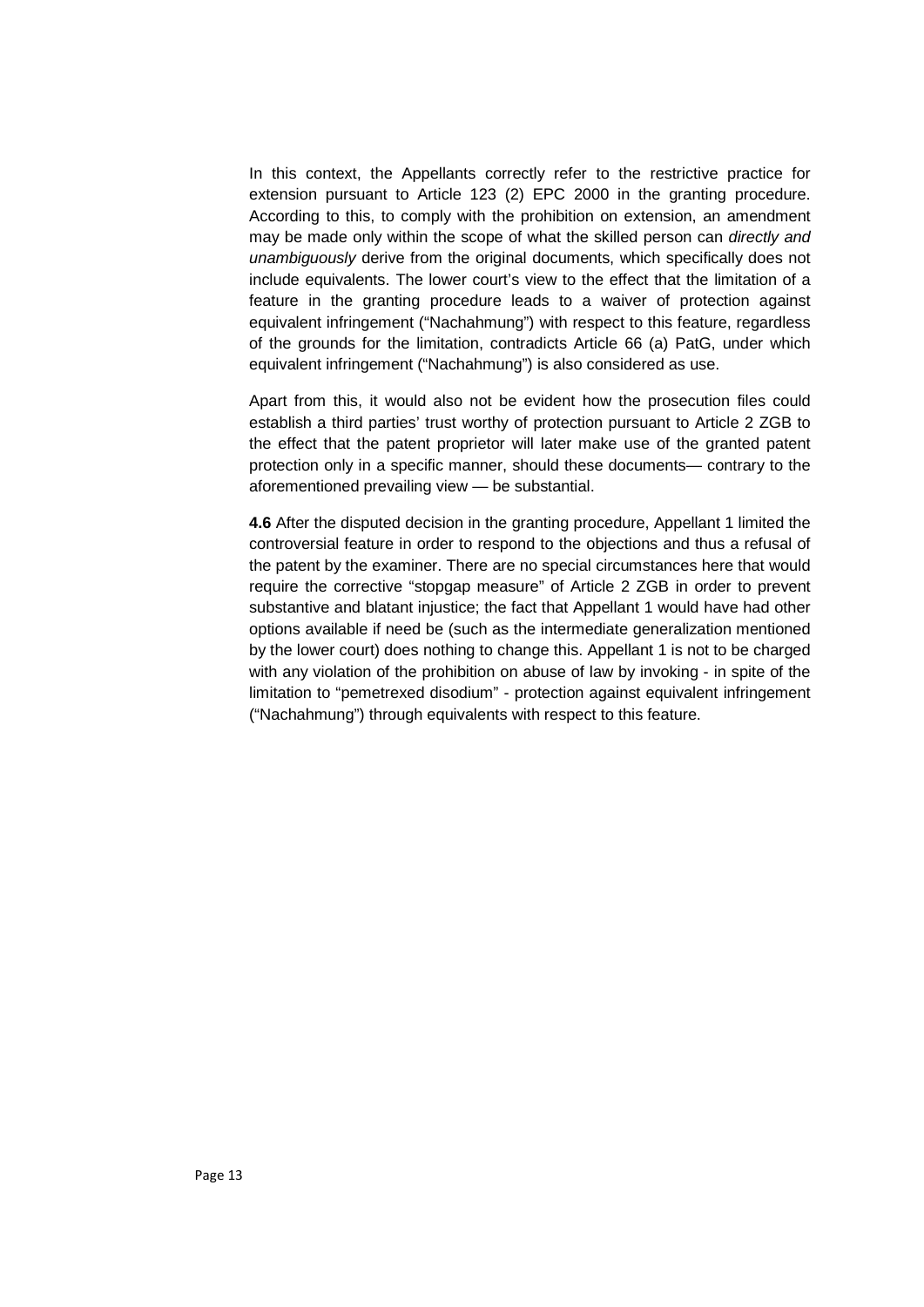In this context, the Appellants correctly refer to the restrictive practice for extension pursuant to Article 123 (2) EPC 2000 in the granting procedure. According to this, to comply with the prohibition on extension, an amendment may be made only within the scope of what the skilled person can *directly and unambiguously* derive from the original documents, which specifically does not include equivalents. The lower court's view to the effect that the limitation of a feature in the granting procedure leads to a waiver of protection against equivalent infringement ("Nachahmung") with respect to this feature, regardless of the grounds for the limitation, contradicts Article 66 (a) PatG, under which equivalent infringement ("Nachahmung") is also considered as use.

Apart from this, it would also not be evident how the prosecution files could establish a third parties' trust worthy of protection pursuant to Article 2 ZGB to the effect that the patent proprietor will later make use of the granted patent protection only in a specific manner, should these documents— contrary to the aforementioned prevailing view — be substantial.

**4.6** After the disputed decision in the granting procedure, Appellant 1 limited the controversial feature in order to respond to the objections and thus a refusal of the patent by the examiner. There are no special circumstances here that would require the corrective "stopgap measure" of Article 2 ZGB in order to prevent substantive and blatant injustice; the fact that Appellant 1 would have had other options available if need be (such as the intermediate generalization mentioned by the lower court) does nothing to change this. Appellant 1 is not to be charged with any violation of the prohibition on abuse of law by invoking - in spite of the limitation to "pemetrexed disodium" - protection against equivalent infringement ("Nachahmung") through equivalents with respect to this feature.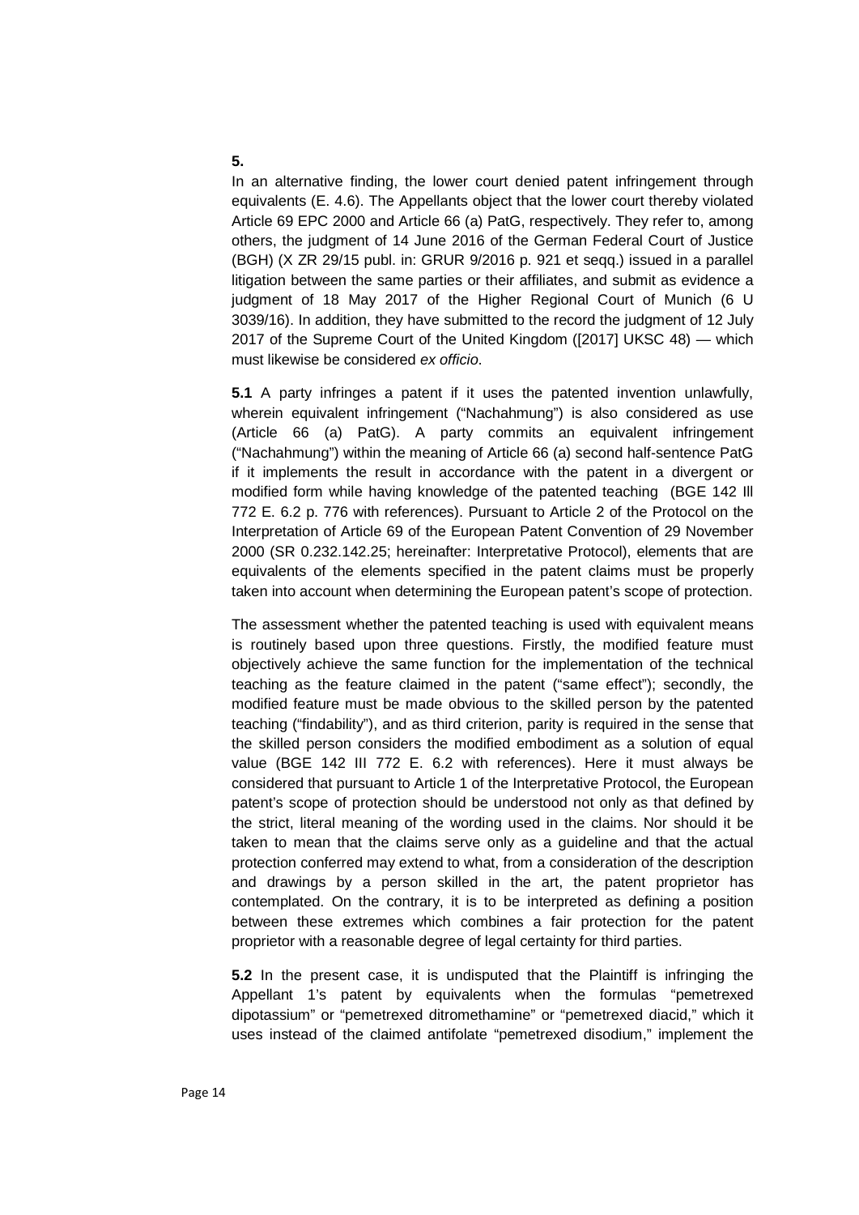**5.**

In an alternative finding, the lower court denied patent infringement through equivalents (E. 4.6). The Appellants object that the lower court thereby violated Article 69 EPC 2000 and Article 66 (a) PatG, respectively. They refer to, among others, the judgment of 14 June 2016 of the German Federal Court of Justice (BGH) (X ZR 29/15 publ. in: GRUR 9/2016 p. 921 et seqq.) issued in a parallel litigation between the same parties or their affiliates, and submit as evidence a judgment of 18 May 2017 of the Higher Regional Court of Munich (6 U 3039/16). In addition, they have submitted to the record the judgment of 12 July 2017 of the Supreme Court of the United Kingdom ([2017] UKSC 48) — which must likewise be considered *ex officio*.

**5.1** A party infringes a patent if it uses the patented invention unlawfully, wherein equivalent infringement ("Nachahmung") is also considered as use (Article 66 (a) PatG). A party commits an equivalent infringement ("Nachahmung") within the meaning of Article 66 (a) second half-sentence PatG if it implements the result in accordance with the patent in a divergent or modified form while having knowledge of the patented teaching (BGE 142 III 772 E. 6.2 p. 776 with references). Pursuant to Article 2 of the Protocol on the Interpretation of Article 69 of the European Patent Convention of 29 November 2000 (SR 0.232.142.25; hereinafter: Interpretative Protocol), elements that are equivalents of the elements specified in the patent claims must be properly taken into account when determining the European patent's scope of protection.

The assessment whether the patented teaching is used with equivalent means is routinely based upon three questions. Firstly, the modified feature must objectively achieve the same function for the implementation of the technical teaching as the feature claimed in the patent ("same effect"); secondly, the modified feature must be made obvious to the skilled person by the patented teaching ("findability"), and as third criterion, parity is required in the sense that the skilled person considers the modified embodiment as a solution of equal value (BGE 142 III 772 E. 6.2 with references). Here it must always be considered that pursuant to Article 1 of the Interpretative Protocol, the European patent's scope of protection should be understood not only as that defined by the strict, literal meaning of the wording used in the claims. Nor should it be taken to mean that the claims serve only as a guideline and that the actual protection conferred may extend to what, from a consideration of the description and drawings by a person skilled in the art, the patent proprietor has contemplated. On the contrary, it is to be interpreted as defining a position between these extremes which combines a fair protection for the patent proprietor with a reasonable degree of legal certainty for third parties.

**5.2** In the present case, it is undisputed that the Plaintiff is infringing the Appellant 1's patent by equivalents when the formulas "pemetrexed dipotassium" or "pemetrexed ditromethamine" or "pemetrexed diacid," which it uses instead of the claimed antifolate "pemetrexed disodium," implement the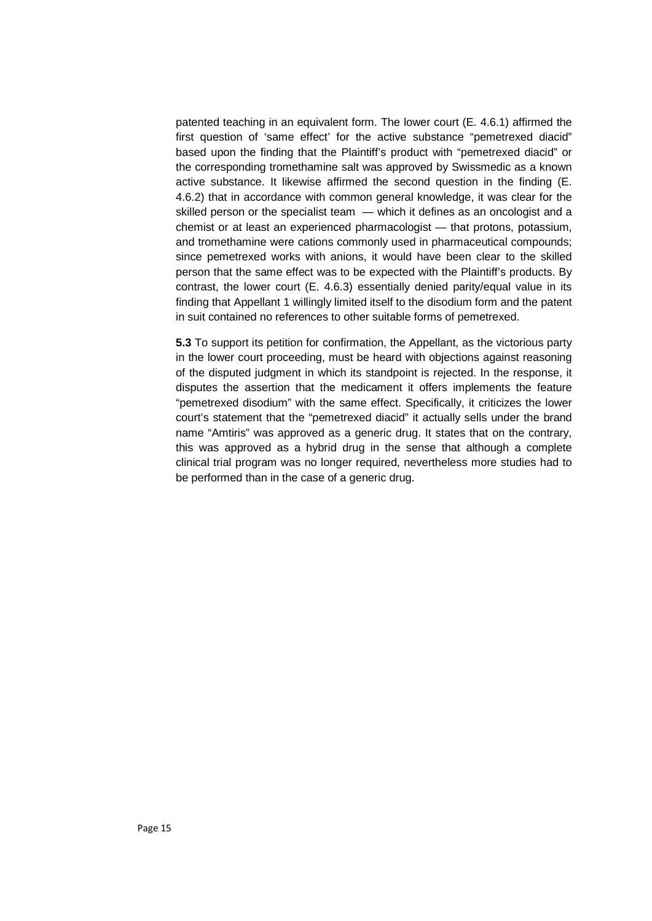patented teaching in an equivalent form. The lower court (E. 4.6.1) affirmed the first question of 'same effect' for the active substance "pemetrexed diacid" based upon the finding that the Plaintiff's product with "pemetrexed diacid" or the corresponding tromethamine salt was approved by Swissmedic as a known active substance. It likewise affirmed the second question in the finding (E. 4.6.2) that in accordance with common general knowledge, it was clear for the skilled person or the specialist team — which it defines as an oncologist and a chemist or at least an experienced pharmacologist — that protons, potassium, and tromethamine were cations commonly used in pharmaceutical compounds; since pemetrexed works with anions, it would have been clear to the skilled person that the same effect was to be expected with the Plaintiff's products. By contrast, the lower court (E. 4.6.3) essentially denied parity/equal value in its finding that Appellant 1 willingly limited itself to the disodium form and the patent in suit contained no references to other suitable forms of pemetrexed.

**5.3** To support its petition for confirmation, the Appellant, as the victorious party in the lower court proceeding, must be heard with objections against reasoning of the disputed judgment in which its standpoint is rejected. In the response, it disputes the assertion that the medicament it offers implements the feature "pemetrexed disodium" with the same effect. Specifically, it criticizes the lower court's statement that the "pemetrexed diacid" it actually sells under the brand name "Amtiris" was approved as a generic drug. It states that on the contrary, this was approved as a hybrid drug in the sense that although a complete clinical trial program was no longer required, nevertheless more studies had to be performed than in the case of a generic drug.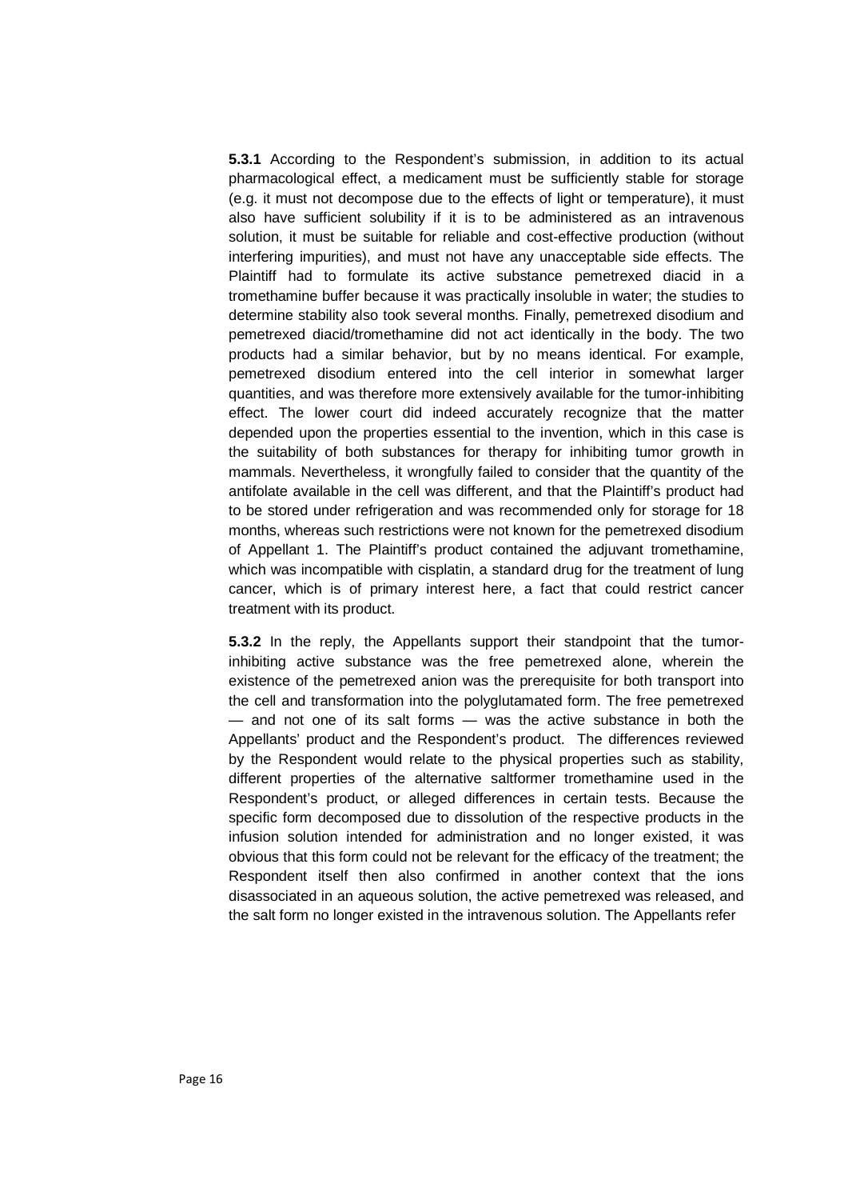**5.3.1** According to the Respondent's submission, in addition to its actual pharmacological effect, a medicament must be sufficiently stable for storage (e.g. it must not decompose due to the effects of light or temperature), it must also have sufficient solubility if it is to be administered as an intravenous solution, it must be suitable for reliable and cost-effective production (without interfering impurities), and must not have any unacceptable side effects. The Plaintiff had to formulate its active substance pemetrexed diacid in a tromethamine buffer because it was practically insoluble in water; the studies to determine stability also took several months. Finally, pemetrexed disodium and pemetrexed diacid/tromethamine did not act identically in the body. The two products had a similar behavior, but by no means identical. For example, pemetrexed disodium entered into the cell interior in somewhat larger quantities, and was therefore more extensively available for the tumor-inhibiting effect. The lower court did indeed accurately recognize that the matter depended upon the properties essential to the invention, which in this case is the suitability of both substances for therapy for inhibiting tumor growth in mammals. Nevertheless, it wrongfully failed to consider that the quantity of the antifolate available in the cell was different, and that the Plaintiff's product had to be stored under refrigeration and was recommended only for storage for 18 months, whereas such restrictions were not known for the pemetrexed disodium of Appellant 1. The Plaintiff's product contained the adjuvant tromethamine, which was incompatible with cisplatin, a standard drug for the treatment of lung cancer, which is of primary interest here, a fact that could restrict cancer treatment with its product.

**5.3.2** In the reply, the Appellants support their standpoint that the tumor-inhibiting active substance was the free pemetrexed alone, wherein the existence of the pemetrexed anion was the prerequisite for both transport into the cell and transformation into the polyglutamated form. The free pemetrexed — and not one of its salt forms — was the active substance in both the Appellants' product and the Respondent's product. The differences reviewed by the Respondent would relate to the physical properties such as stability, different properties of the alternative saltformer tromethamine used in the Respondent's product, or alleged differences in certain tests. Because the specific form decomposed due to dissolution of the respective products in the infusion solution intended for administration and no longer existed, it was obvious that this form could not be relevant for the efficacy of the treatment; the Respondent itself then also confirmed in another context that the ions disassociated in an aqueous solution, the active pemetrexed was released, and the salt form no longer existed in the intravenous solution. The Appellants refer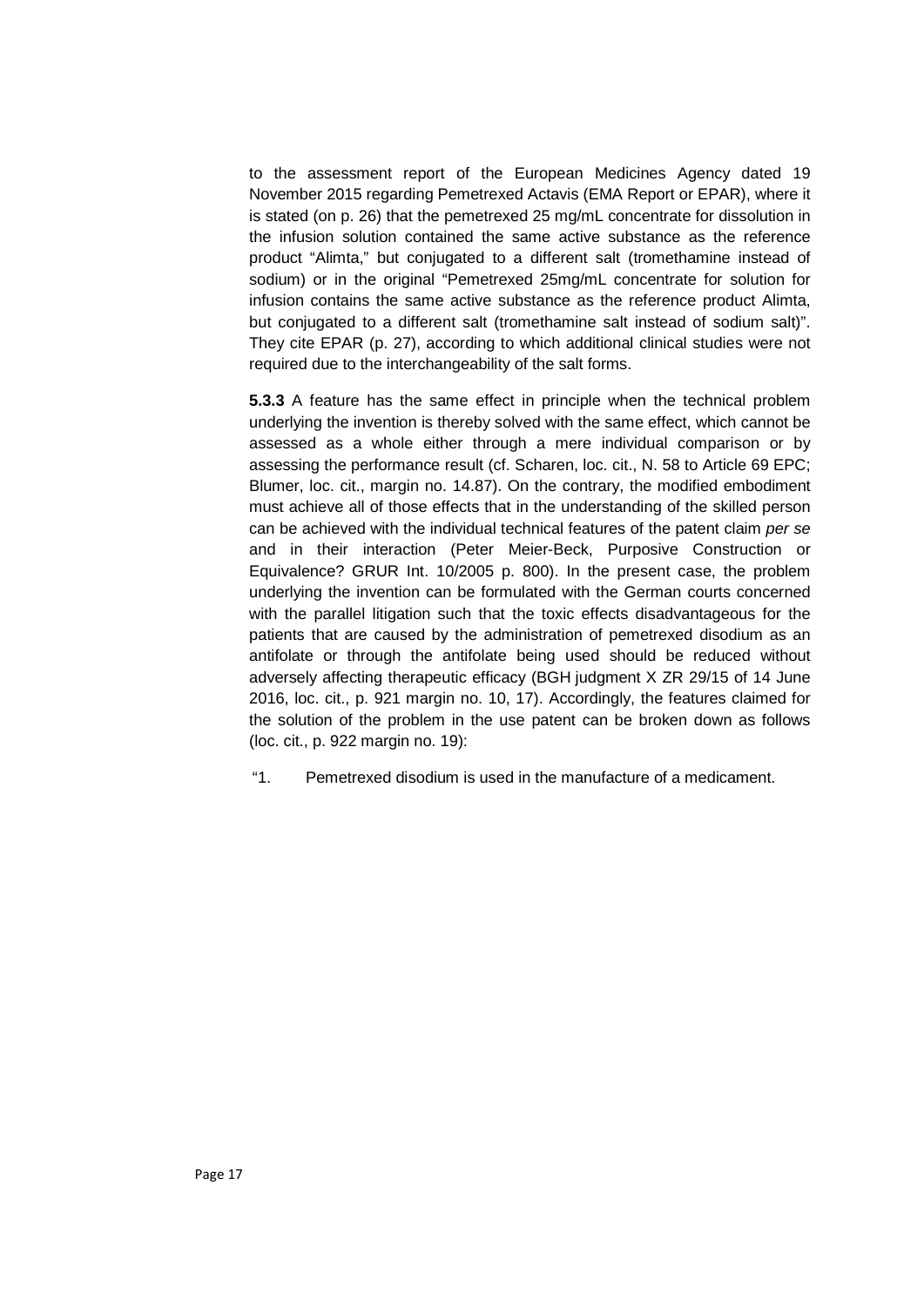to the assessment report of the European Medicines Agency dated 19 November 2015 regarding Pemetrexed Actavis (EMA Report or EPAR), where it is stated (on p. 26) that the pemetrexed 25 mg/mL concentrate for dissolution in the infusion solution contained the same active substance as the reference product "Alimta," but conjugated to a different salt (tromethamine instead of sodium) or in the original "Pemetrexed 25mg/mL concentrate for solution for infusion contains the same active substance as the reference product Alimta, but conjugated to a different salt (tromethamine salt instead of sodium salt)". They cite EPAR (p. 27), according to which additional clinical studies were not required due to the interchangeability of the salt forms.

**5.3.3** A feature has the same effect in principle when the technical problem underlying the invention is thereby solved with the same effect, which cannot be assessed as a whole either through a mere individual comparison or by assessing the performance result (cf. Scharen, loc. cit., N. 58 to Article 69 EPC; Blumer, loc. cit., margin no. 14.87). On the contrary, the modified embodiment must achieve all of those effects that in the understanding of the skilled person can be achieved with the individual technical features of the patent claim *per se* and in their interaction (Peter Meier-Beck, Purposive Construction or Equivalence? GRUR Int. 10/2005 p. 800). In the present case, the problem underlying the invention can be formulated with the German courts concerned with the parallel litigation such that the toxic effects disadvantageous for the patients that are caused by the administration of pemetrexed disodium as an antifolate or through the antifolate being used should be reduced without adversely affecting therapeutic efficacy (BGH judgment X ZR 29/15 of 14 June 2016, loc. cit., p. 921 margin no. 10, 17). Accordingly, the features claimed for the solution of the problem in the use patent can be broken down as follows (loc. cit., p. 922 margin no. 19):

"1. Pemetrexed disodium is used in the manufacture of a medicament.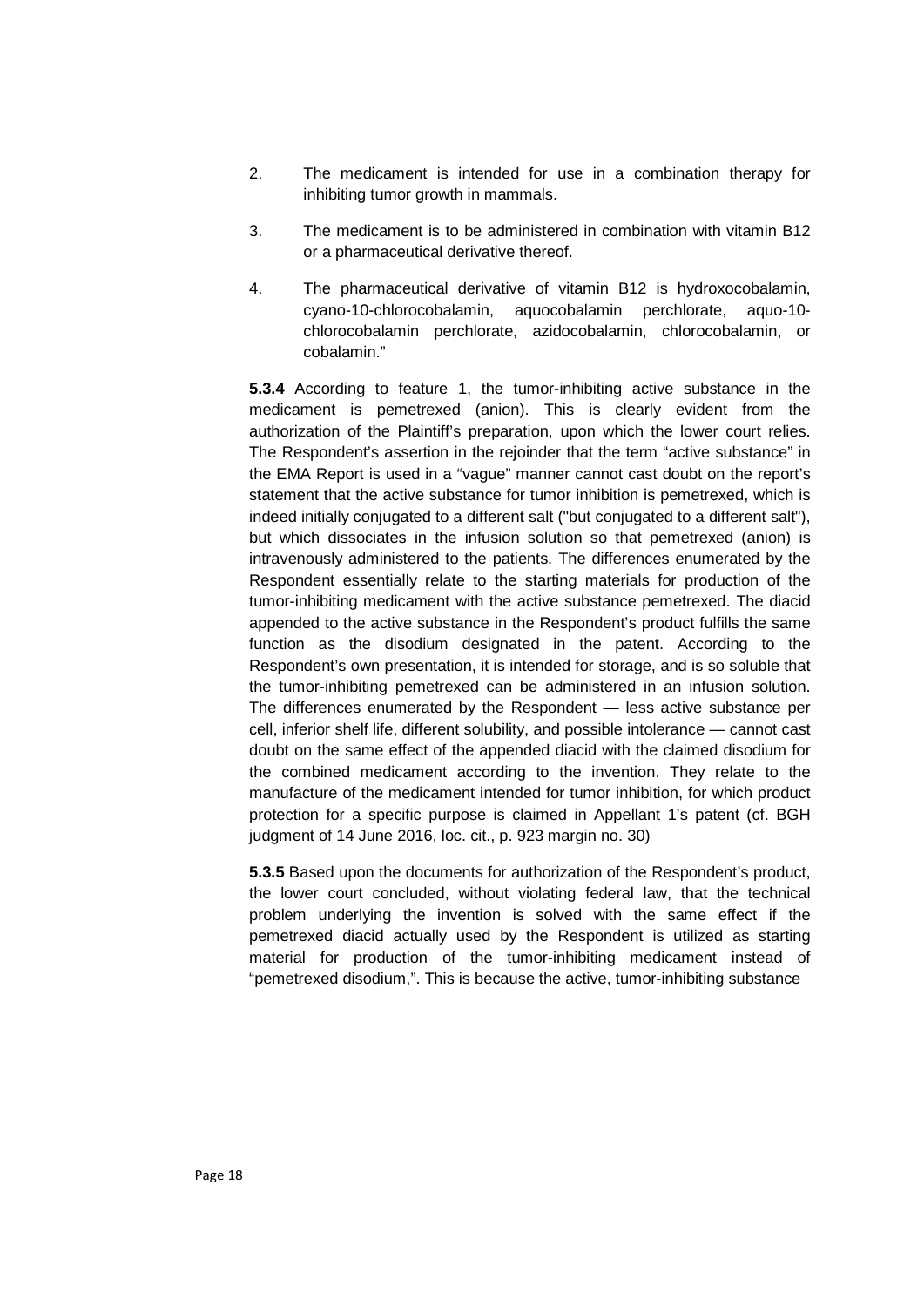2. The medicament is intended for use in a combination therapy for inhibiting tumor growth in mammals.

3. The medicament is to be administered in combination with vitamin B12 or a pharmaceutical derivative thereof.

4. The pharmaceutical derivative of vitamin B12 is hydroxocobalamin, cyano-10-chlorocobalamin, aquocobalamin perchlorate, aquo-10-chlorocobalamin perchlorate, azidocobalamin, chlorocobalamin, or cobalamin."

**5.3.4** According to feature 1, the tumor-inhibiting active substance in the medicament is pemetrexed (anion). This is clearly evident from the authorization of the Plaintiff's preparation, upon which the lower court relies. The Respondent's assertion in the rejoinder that the term "active substance" in the EMA Report is used in a "vague" manner cannot cast doubt on the report's statement that the active substance for tumor inhibition is pemetrexed, which is indeed initially conjugated to a different salt ("but conjugated to a different salt"), but which dissociates in the infusion solution so that pemetrexed (anion) is intravenously administered to the patients. The differences enumerated by the Respondent essentially relate to the starting materials for production of the tumor-inhibiting medicament with the active substance pemetrexed. The diacid appended to the active substance in the Respondent's product fulfills the same function as the disodium designated in the patent. According to the Respondent's own presentation, it is intended for storage, and is so soluble that the tumor-inhibiting pemetrexed can be administered in an infusion solution. The differences enumerated by the Respondent — less active substance per cell, inferior shelf life, different solubility, and possible intolerance — cannot cast doubt on the same effect of the appended diacid with the claimed disodium for the combined medicament according to the invention. They relate to the manufacture of the medicament intended for tumor inhibition, for which product protection for a specific purpose is claimed in Appellant 1's patent (cf. BGH judgment of 14 June 2016, loc. cit., p. 923 margin no. 30)

**5.3.5** Based upon the documents for authorization of the Respondent's product, the lower court concluded, without violating federal law, that the technical problem underlying the invention is solved with the same effect if the pemetrexed diacid actually used by the Respondent is utilized as starting material for production of the tumor-inhibiting medicament instead of "pemetrexed disodium,". This is because the active, tumor-inhibiting substance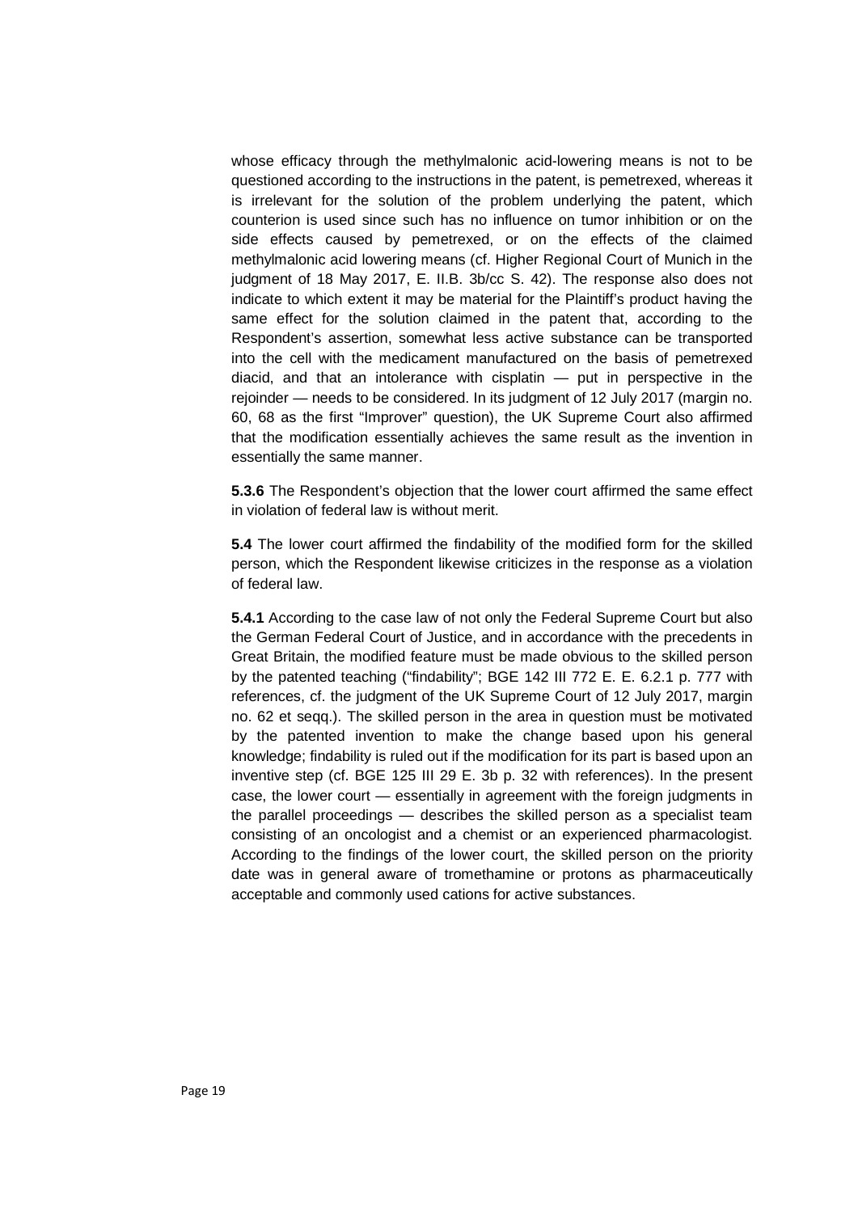whose efficacy through the methylmalonic acid-lowering means is not to be questioned according to the instructions in the patent, is pemetrexed, whereas it is irrelevant for the solution of the problem underlying the patent, which counterion is used since such has no influence on tumor inhibition or on the side effects caused by pemetrexed, or on the effects of the claimed methylmalonic acid lowering means (cf. Higher Regional Court of Munich in the judgment of 18 May 2017, E. II.B. 3b/cc S. 42). The response also does not indicate to which extent it may be material for the Plaintiff's product having the same effect for the solution claimed in the patent that, according to the Respondent's assertion, somewhat less active substance can be transported into the cell with the medicament manufactured on the basis of pemetrexed diacid, and that an intolerance with cisplatin — put in perspective in the rejoinder — needs to be considered. In its judgment of 12 July 2017 (margin no. 60, 68 as the first "Improver" question), the UK Supreme Court also affirmed that the modification essentially achieves the same result as the invention in essentially the same manner.

**5.3.6** The Respondent's objection that the lower court affirmed the same effect in violation of federal law is without merit.

**5.4** The lower court affirmed the findability of the modified form for the skilled person, which the Respondent likewise criticizes in the response as a violation of federal law.

**5.4.1** According to the case law of not only the Federal Supreme Court but also the German Federal Court of Justice, and in accordance with the precedents in Great Britain, the modified feature must be made obvious to the skilled person by the patented teaching ("findability"; BGE 142 III 772 E. E. 6.2.1 p. 777 with references, cf. the judgment of the UK Supreme Court of 12 July 2017, margin no. 62 et seqq.). The skilled person in the area in question must be motivated by the patented invention to make the change based upon his general knowledge; findability is ruled out if the modification for its part is based upon an inventive step (cf. BGE 125 III 29 E. 3b p. 32 with references). In the present case, the lower court — essentially in agreement with the foreign judgments in the parallel proceedings — describes the skilled person as a specialist team consisting of an oncologist and a chemist or an experienced pharmacologist. According to the findings of the lower court, the skilled person on the priority date was in general aware of tromethamine or protons as pharmaceutically acceptable and commonly used cations for active substances.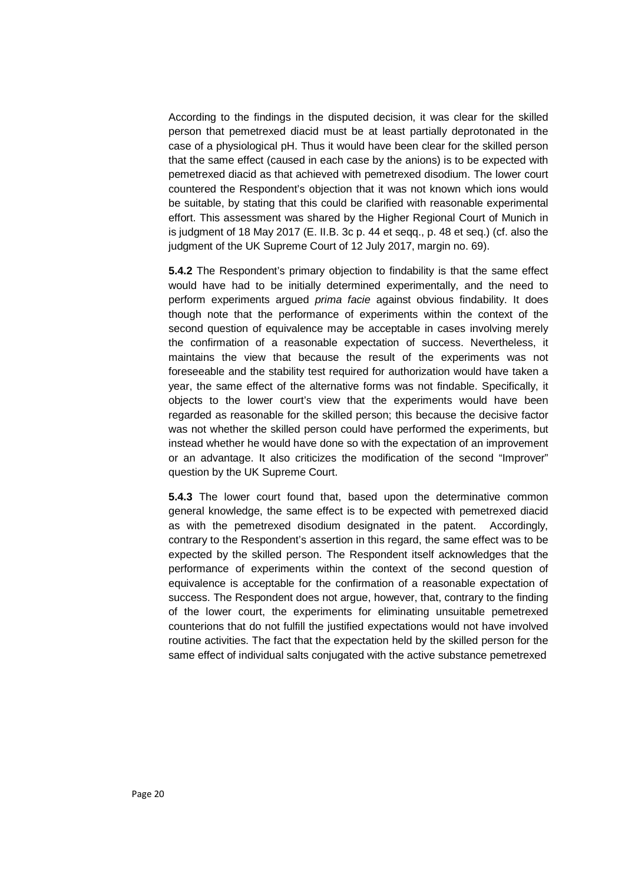According to the findings in the disputed decision, it was clear for the skilled person that pemetrexed diacid must be at least partially deprotonated in the case of a physiological pH. Thus it would have been clear for the skilled person that the same effect (caused in each case by the anions) is to be expected with pemetrexed diacid as that achieved with pemetrexed disodium. The lower court countered the Respondent's objection that it was not known which ions would be suitable, by stating that this could be clarified with reasonable experimental effort. This assessment was shared by the Higher Regional Court of Munich in is judgment of 18 May 2017 (E. II.B. 3c p. 44 et seqq., p. 48 et seq.) (cf. also the judgment of the UK Supreme Court of 12 July 2017, margin no. 69).

**5.4.2** The Respondent's primary objection to findability is that the same effect would have had to be initially determined experimentally, and the need to perform experiments argued *prima facie* against obvious findability. It does though note that the performance of experiments within the context of the second question of equivalence may be acceptable in cases involving merely the confirmation of a reasonable expectation of success. Nevertheless, it maintains the view that because the result of the experiments was not foreseeable and the stability test required for authorization would have taken a year, the same effect of the alternative forms was not findable. Specifically, it objects to the lower court's view that the experiments would have been regarded as reasonable for the skilled person; this because the decisive factor was not whether the skilled person could have performed the experiments, but instead whether he would have done so with the expectation of an improvement or an advantage. It also criticizes the modification of the second "Improver" question by the UK Supreme Court.

**5.4.3** The lower court found that, based upon the determinative common general knowledge, the same effect is to be expected with pemetrexed diacid as with the pemetrexed disodium designated in the patent. Accordingly, contrary to the Respondent's assertion in this regard, the same effect was to be expected by the skilled person. The Respondent itself acknowledges that the performance of experiments within the context of the second question of equivalence is acceptable for the confirmation of a reasonable expectation of success. The Respondent does not argue, however, that, contrary to the finding of the lower court, the experiments for eliminating unsuitable pemetrexed counterions that do not fulfill the justified expectations would not have involved routine activities. The fact that the expectation held by the skilled person for the same effect of individual salts conjugated with the active substance pemetrexed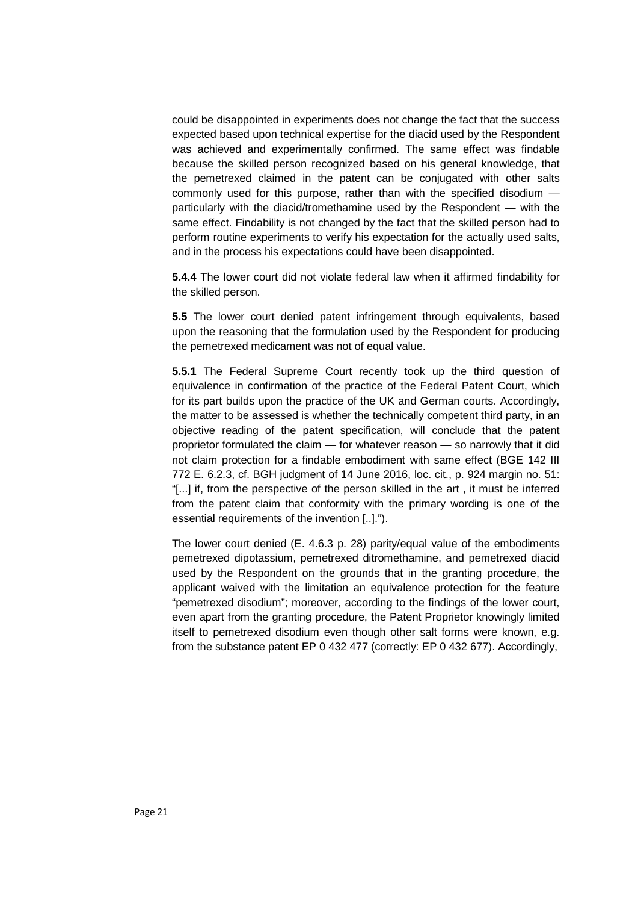could be disappointed in experiments does not change the fact that the success expected based upon technical expertise for the diacid used by the Respondent was achieved and experimentally confirmed. The same effect was findable because the skilled person recognized based on his general knowledge, that the pemetrexed claimed in the patent can be conjugated with other salts commonly used for this purpose, rather than with the specified disodium — particularly with the diacid/tromethamine used by the Respondent — with the same effect. Findability is not changed by the fact that the skilled person had to perform routine experiments to verify his expectation for the actually used salts, and in the process his expectations could have been disappointed.

**5.4.4** The lower court did not violate federal law when it affirmed findability for the skilled person.

**5.5** The lower court denied patent infringement through equivalents, based upon the reasoning that the formulation used by the Respondent for producing the pemetrexed medicament was not of equal value.

**5.5.1** The Federal Supreme Court recently took up the third question of equivalence in confirmation of the practice of the Federal Patent Court, which for its part builds upon the practice of the UK and German courts. Accordingly, the matter to be assessed is whether the technically competent third party, in an objective reading of the patent specification, will conclude that the patent proprietor formulated the claim — for whatever reason — so narrowly that it did not claim protection for a findable embodiment with same effect (BGE 142 III 772 E. 6.2.3, cf. BGH judgment of 14 June 2016, loc. cit., p. 924 margin no. 51: "[...] if, from the perspective of the person skilled in the art , it must be inferred from the patent claim that conformity with the primary wording is one of the essential requirements of the invention [..].").

The lower court denied (E. 4.6.3 p. 28) parity/equal value of the embodiments pemetrexed dipotassium, pemetrexed ditromethamine, and pemetrexed diacid used by the Respondent on the grounds that in the granting procedure, the applicant waived with the limitation an equivalence protection for the feature "pemetrexed disodium"; moreover, according to the findings of the lower court, even apart from the granting procedure, the Patent Proprietor knowingly limited itself to pemetrexed disodium even though other salt forms were known, e.g. from the substance patent EP 0 432 477 (correctly: EP 0 432 677). Accordingly,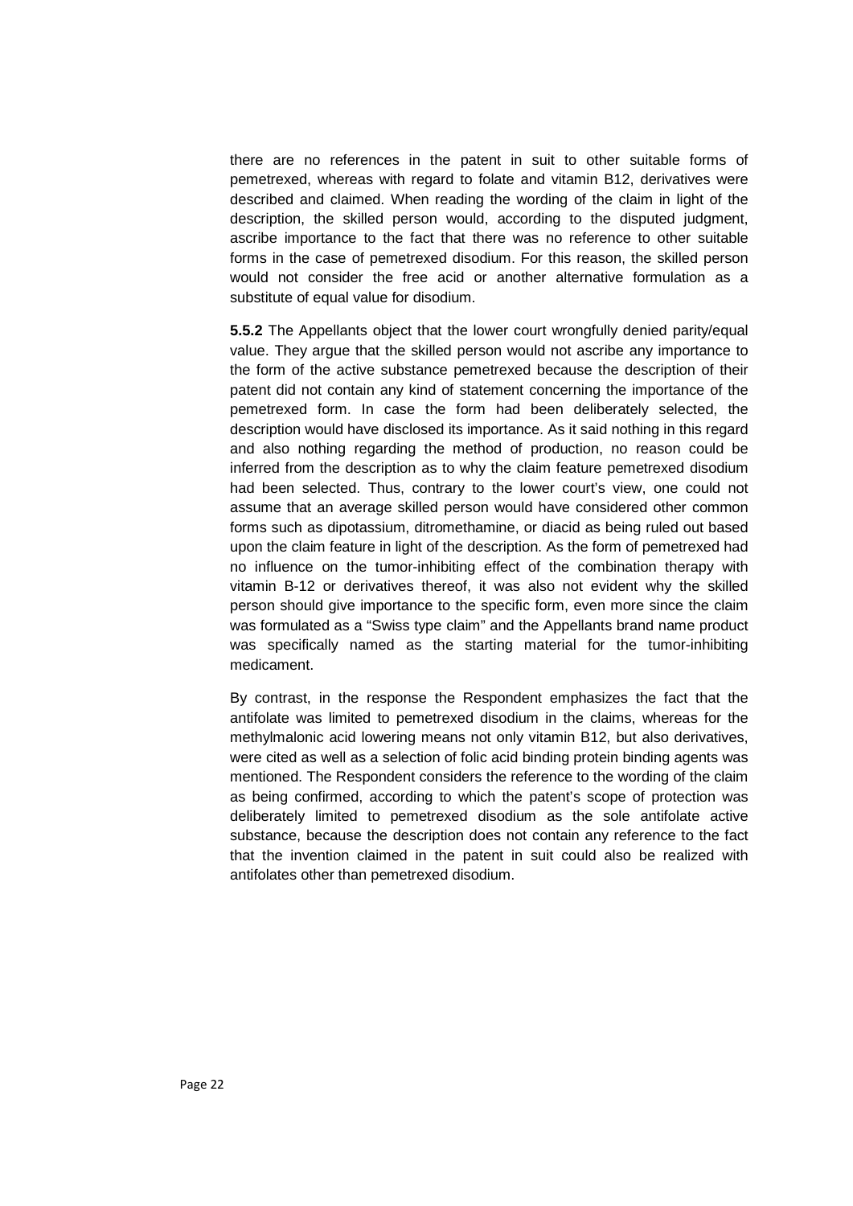there are no references in the patent in suit to other suitable forms of pemetrexed, whereas with regard to folate and vitamin B12, derivatives were described and claimed. When reading the wording of the claim in light of the description, the skilled person would, according to the disputed judgment, ascribe importance to the fact that there was no reference to other suitable forms in the case of pemetrexed disodium. For this reason, the skilled person would not consider the free acid or another alternative formulation as a substitute of equal value for disodium.

**5.5.2** The Appellants object that the lower court wrongfully denied parity/equal value. They argue that the skilled person would not ascribe any importance to the form of the active substance pemetrexed because the description of their patent did not contain any kind of statement concerning the importance of the pemetrexed form. In case the form had been deliberately selected, the description would have disclosed its importance. As it said nothing in this regard and also nothing regarding the method of production, no reason could be inferred from the description as to why the claim feature pemetrexed disodium had been selected. Thus, contrary to the lower court's view, one could not assume that an average skilled person would have considered other common forms such as dipotassium, ditromethamine, or diacid as being ruled out based upon the claim feature in light of the description. As the form of pemetrexed had no influence on the tumor-inhibiting effect of the combination therapy with vitamin B-12 or derivatives thereof, it was also not evident why the skilled person should give importance to the specific form, even more since the claim was formulated as a "Swiss type claim" and the Appellants brand name product was specifically named as the starting material for the tumor-inhibiting medicament.

By contrast, in the response the Respondent emphasizes the fact that the antifolate was limited to pemetrexed disodium in the claims, whereas for the methylmalonic acid lowering means not only vitamin B12, but also derivatives, were cited as well as a selection of folic acid binding protein binding agents was mentioned. The Respondent considers the reference to the wording of the claim as being confirmed, according to which the patent's scope of protection was deliberately limited to pemetrexed disodium as the sole antifolate active substance, because the description does not contain any reference to the fact that the invention claimed in the patent in suit could also be realized with antifolates other than pemetrexed disodium.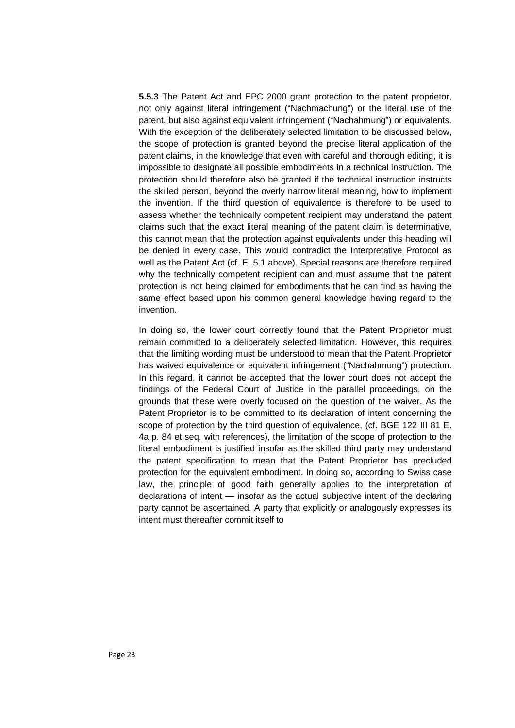**5.5.3** The Patent Act and EPC 2000 grant protection to the patent proprietor, not only against literal infringement ("Nachmachung") or the literal use of the patent, but also against equivalent infringement ("Nachahmung") or equivalents. With the exception of the deliberately selected limitation to be discussed below, the scope of protection is granted beyond the precise literal application of the patent claims, in the knowledge that even with careful and thorough editing, it is impossible to designate all possible embodiments in a technical instruction. The protection should therefore also be granted if the technical instruction instructs the skilled person, beyond the overly narrow literal meaning, how to implement the invention. If the third question of equivalence is therefore to be used to assess whether the technically competent recipient may understand the patent claims such that the exact literal meaning of the patent claim is determinative, this cannot mean that the protection against equivalents under this heading will be denied in every case. This would contradict the Interpretative Protocol as well as the Patent Act (cf. E. 5.1 above). Special reasons are therefore required why the technically competent recipient can and must assume that the patent protection is not being claimed for embodiments that he can find as having the same effect based upon his common general knowledge having regard to the invention.

In doing so, the lower court correctly found that the Patent Proprietor must remain committed to a deliberately selected limitation. However, this requires that the limiting wording must be understood to mean that the Patent Proprietor has waived equivalence or equivalent infringement ("Nachahmung") protection. In this regard, it cannot be accepted that the lower court does not accept the findings of the Federal Court of Justice in the parallel proceedings, on the grounds that these were overly focused on the question of the waiver. As the Patent Proprietor is to be committed to its declaration of intent concerning the scope of protection by the third question of equivalence, (cf. BGE 122 III 81 E. 4a p. 84 et seq. with references), the limitation of the scope of protection to the literal embodiment is justified insofar as the skilled third party may understand the patent specification to mean that the Patent Proprietor has precluded protection for the equivalent embodiment. In doing so, according to Swiss case law, the principle of good faith generally applies to the interpretation of declarations of intent — insofar as the actual subjective intent of the declaring party cannot be ascertained. A party that explicitly or analogously expresses its intent must thereafter commit itself to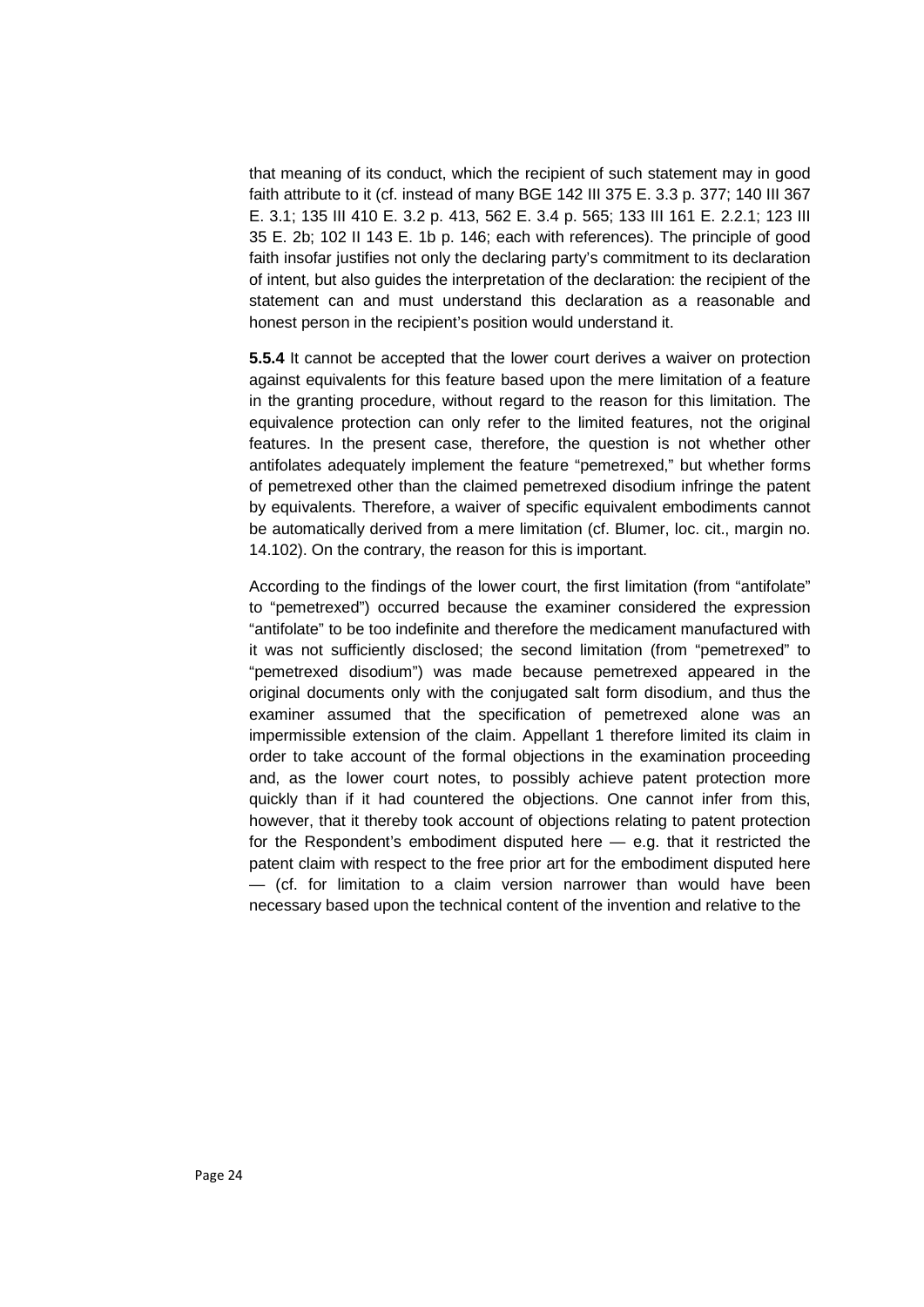that meaning of its conduct, which the recipient of such statement may in good faith attribute to it (cf. instead of many BGE 142 III 375 E. 3.3 p. 377; 140 III 367 E. 3.1; 135 III 410 E. 3.2 p. 413, 562 E. 3.4 p. 565; 133 III 161 E. 2.2.1; 123 III 35 E. 2b; 102 II 143 E. 1b p. 146; each with references). The principle of good faith insofar justifies not only the declaring party's commitment to its declaration of intent, but also guides the interpretation of the declaration: the recipient of the statement can and must understand this declaration as a reasonable and honest person in the recipient's position would understand it.

**5.5.4** It cannot be accepted that the lower court derives a waiver on protection against equivalents for this feature based upon the mere limitation of a feature in the granting procedure, without regard to the reason for this limitation. The equivalence protection can only refer to the limited features, not the original features. In the present case, therefore, the question is not whether other antifolates adequately implement the feature "pemetrexed," but whether forms of pemetrexed other than the claimed pemetrexed disodium infringe the patent by equivalents. Therefore, a waiver of specific equivalent embodiments cannot be automatically derived from a mere limitation (cf. Blumer, loc. cit., margin no. 14.102). On the contrary, the reason for this is important.

According to the findings of the lower court, the first limitation (from "antifolate" to "pemetrexed") occurred because the examiner considered the expression "antifolate" to be too indefinite and therefore the medicament manufactured with it was not sufficiently disclosed; the second limitation (from "pemetrexed" to "pemetrexed disodium") was made because pemetrexed appeared in the original documents only with the conjugated salt form disodium, and thus the examiner assumed that the specification of pemetrexed alone was an impermissible extension of the claim. Appellant 1 therefore limited its claim in order to take account of the formal objections in the examination proceeding and, as the lower court notes, to possibly achieve patent protection more quickly than if it had countered the objections. One cannot infer from this, however, that it thereby took account of objections relating to patent protection for the Respondent's embodiment disputed here — e.g. that it restricted the patent claim with respect to the free prior art for the embodiment disputed here — (cf. for limitation to a claim version narrower than would have been necessary based upon the technical content of the invention and relative to the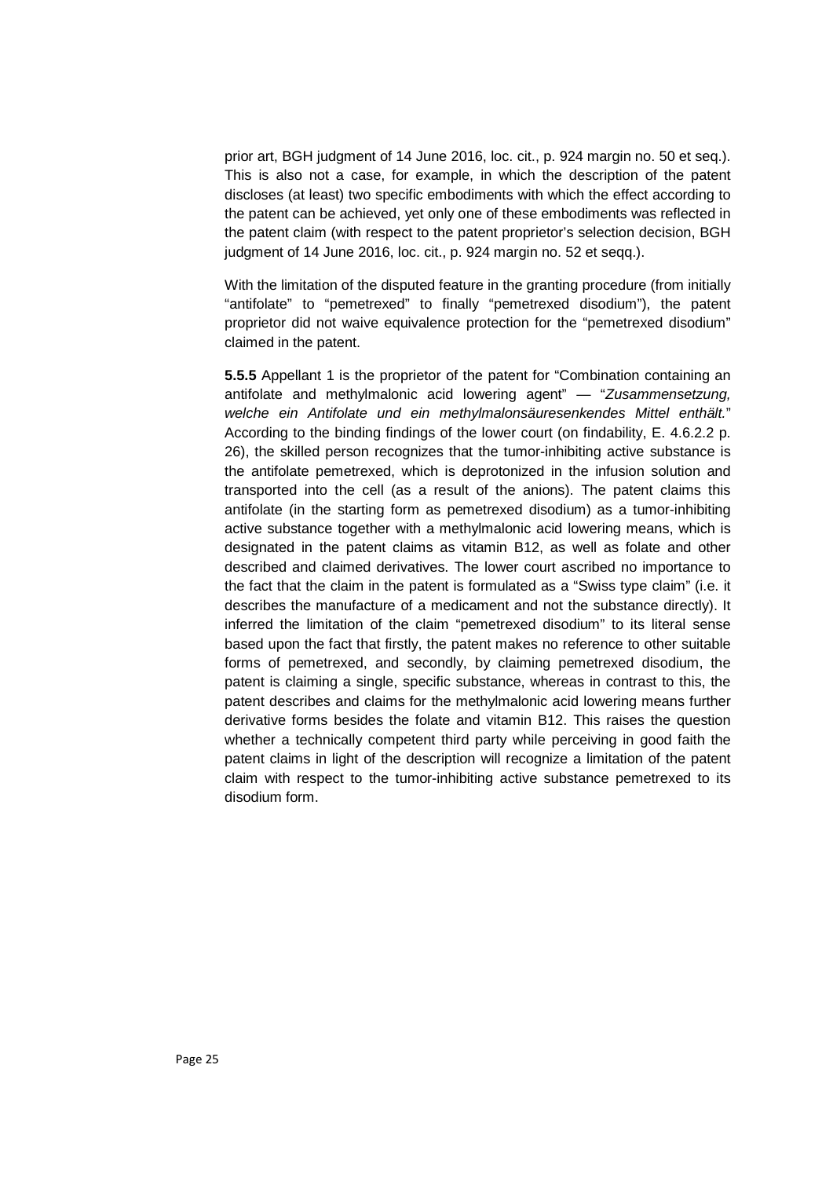prior art, BGH judgment of 14 June 2016, loc. cit., p. 924 margin no. 50 et seq.). This is also not a case, for example, in which the description of the patent discloses (at least) two specific embodiments with which the effect according to the patent can be achieved, yet only one of these embodiments was reflected in the patent claim (with respect to the patent proprietor's selection decision, BGH judgment of 14 June 2016, loc. cit., p. 924 margin no. 52 et seqq.).

With the limitation of the disputed feature in the granting procedure (from initially "antifolate" to "pemetrexed" to finally "pemetrexed disodium"), the patent proprietor did not waive equivalence protection for the "pemetrexed disodium" claimed in the patent.

**5.5.5** Appellant 1 is the proprietor of the patent for "Combination containing an antifolate and methylmalonic acid lowering agent" — "*Zusammensetzung, welche ein Antifolate und ein methylmalonsäuresenkendes Mittel enthält.*" According to the binding findings of the lower court (on findability, E. 4.6.2.2 p. 26), the skilled person recognizes that the tumor-inhibiting active substance is the antifolate pemetrexed, which is deprotonized in the infusion solution and transported into the cell (as a result of the anions). The patent claims this antifolate (in the starting form as pemetrexed disodium) as a tumor-inhibiting active substance together with a methylmalonic acid lowering means, which is designated in the patent claims as vitamin B12, as well as folate and other described and claimed derivatives. The lower court ascribed no importance to the fact that the claim in the patent is formulated as a "Swiss type claim" (i.e. it describes the manufacture of a medicament and not the substance directly). It inferred the limitation of the claim "pemetrexed disodium" to its literal sense based upon the fact that firstly, the patent makes no reference to other suitable forms of pemetrexed, and secondly, by claiming pemetrexed disodium, the patent is claiming a single, specific substance, whereas in contrast to this, the patent describes and claims for the methylmalonic acid lowering means further derivative forms besides the folate and vitamin B12. This raises the question whether a technically competent third party while perceiving in good faith the patent claims in light of the description will recognize a limitation of the patent claim with respect to the tumor-inhibiting active substance pemetrexed to its disodium form.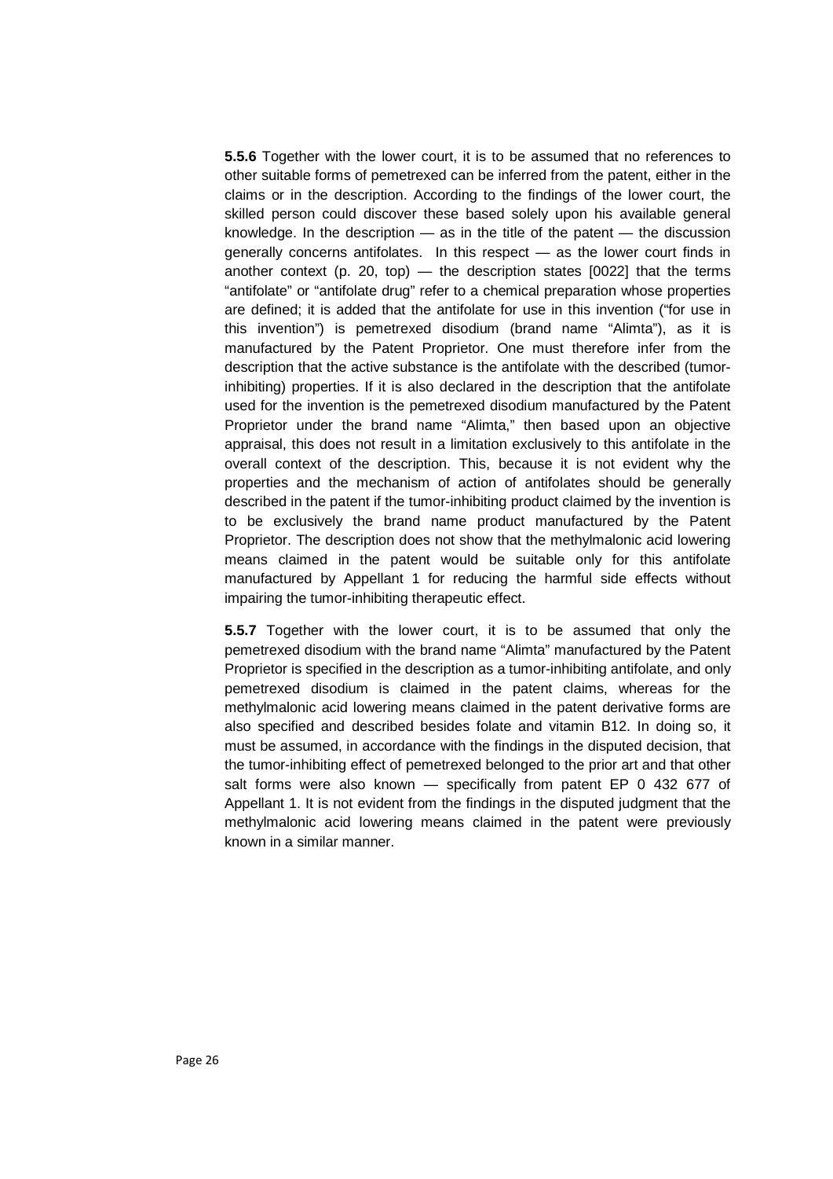**5.5.6** Together with the lower court, it is to be assumed that no references to other suitable forms of pemetrexed can be inferred from the patent, either in the claims or in the description. According to the findings of the lower court, the skilled person could discover these based solely upon his available general knowledge. In the description — as in the title of the patent — the discussion generally concerns antifolates. In this respect — as the lower court finds in another context (p. 20, top) — the description states [0022] that the terms "antifolate" or "antifolate drug" refer to a chemical preparation whose properties are defined; it is added that the antifolate for use in this invention ("for use in this invention") is pemetrexed disodium (brand name "Alimta"), as it is manufactured by the Patent Proprietor. One must therefore infer from the description that the active substance is the antifolate with the described (tumor-inhibiting) properties. If it is also declared in the description that the antifolate used for the invention is the pemetrexed disodium manufactured by the Patent Proprietor under the brand name "Alimta," then based upon an objective appraisal, this does not result in a limitation exclusively to this antifolate in the overall context of the description. This, because it is not evident why the properties and the mechanism of action of antifolates should be generally described in the patent if the tumor-inhibiting product claimed by the invention is to be exclusively the brand name product manufactured by the Patent Proprietor. The description does not show that the methylmalonic acid lowering means claimed in the patent would be suitable only for this antifolate manufactured by Appellant 1 for reducing the harmful side effects without impairing the tumor-inhibiting therapeutic effect.

**5.5.7** Together with the lower court, it is to be assumed that only the pemetrexed disodium with the brand name "Alimta" manufactured by the Patent Proprietor is specified in the description as a tumor-inhibiting antifolate, and only pemetrexed disodium is claimed in the patent claims, whereas for the methylmalonic acid lowering means claimed in the patent derivative forms are also specified and described besides folate and vitamin B12. In doing so, it must be assumed, in accordance with the findings in the disputed decision, that the tumor-inhibiting effect of pemetrexed belonged to the prior art and that other salt forms were also known — specifically from patent EP 0 432 677 of Appellant 1. It is not evident from the findings in the disputed judgment that the methylmalonic acid lowering means claimed in the patent were previously known in a similar manner.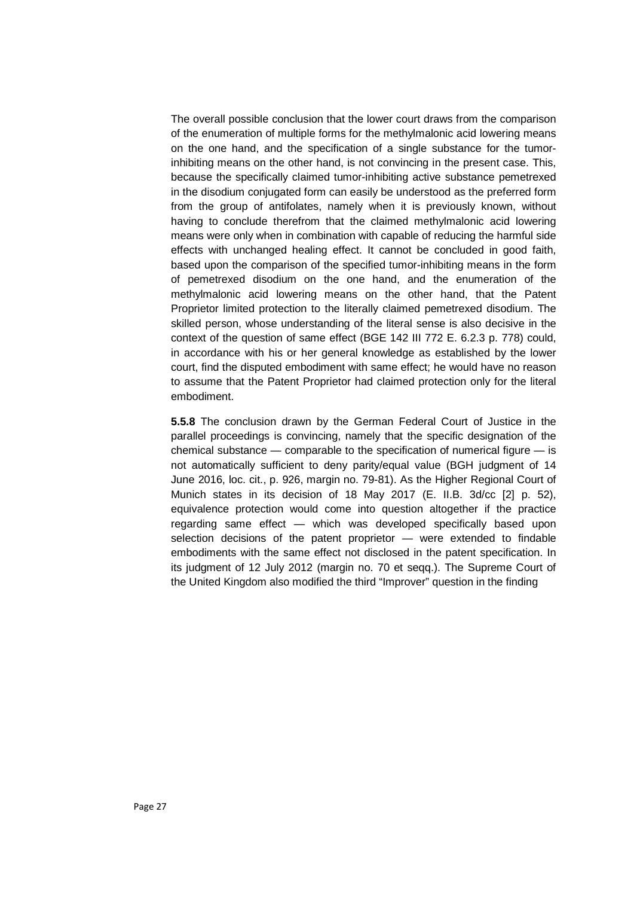The overall possible conclusion that the lower court draws from the comparison of the enumeration of multiple forms for the methylmalonic acid lowering means on the one hand, and the specification of a single substance for the tumor-inhibiting means on the other hand, is not convincing in the present case. This, because the specifically claimed tumor-inhibiting active substance pemetrexed in the disodium conjugated form can easily be understood as the preferred form from the group of antifolates, namely when it is previously known, without having to conclude therefrom that the claimed methylmalonic acid lowering means were only when in combination with capable of reducing the harmful side effects with unchanged healing effect. It cannot be concluded in good faith, based upon the comparison of the specified tumor-inhibiting means in the form of pemetrexed disodium on the one hand, and the enumeration of the methylmalonic acid lowering means on the other hand, that the Patent Proprietor limited protection to the literally claimed pemetrexed disodium. The skilled person, whose understanding of the literal sense is also decisive in the context of the question of same effect (BGE 142 III 772 E. 6.2.3 p. 778) could, in accordance with his or her general knowledge as established by the lower court, find the disputed embodiment with same effect; he would have no reason to assume that the Patent Proprietor had claimed protection only for the literal embodiment.

**5.5.8** The conclusion drawn by the German Federal Court of Justice in the parallel proceedings is convincing, namely that the specific designation of the chemical substance — comparable to the specification of numerical figure — is not automatically sufficient to deny parity/equal value (BGH judgment of 14 June 2016, loc. cit., p. 926, margin no. 79-81). As the Higher Regional Court of Munich states in its decision of 18 May 2017 (E. II.B. 3d/cc [2] p. 52), equivalence protection would come into question altogether if the practice regarding same effect — which was developed specifically based upon selection decisions of the patent proprietor — were extended to findable embodiments with the same effect not disclosed in the patent specification. In its judgment of 12 July 2012 (margin no. 70 et seqq.). The Supreme Court of the United Kingdom also modified the third "Improver" question in the finding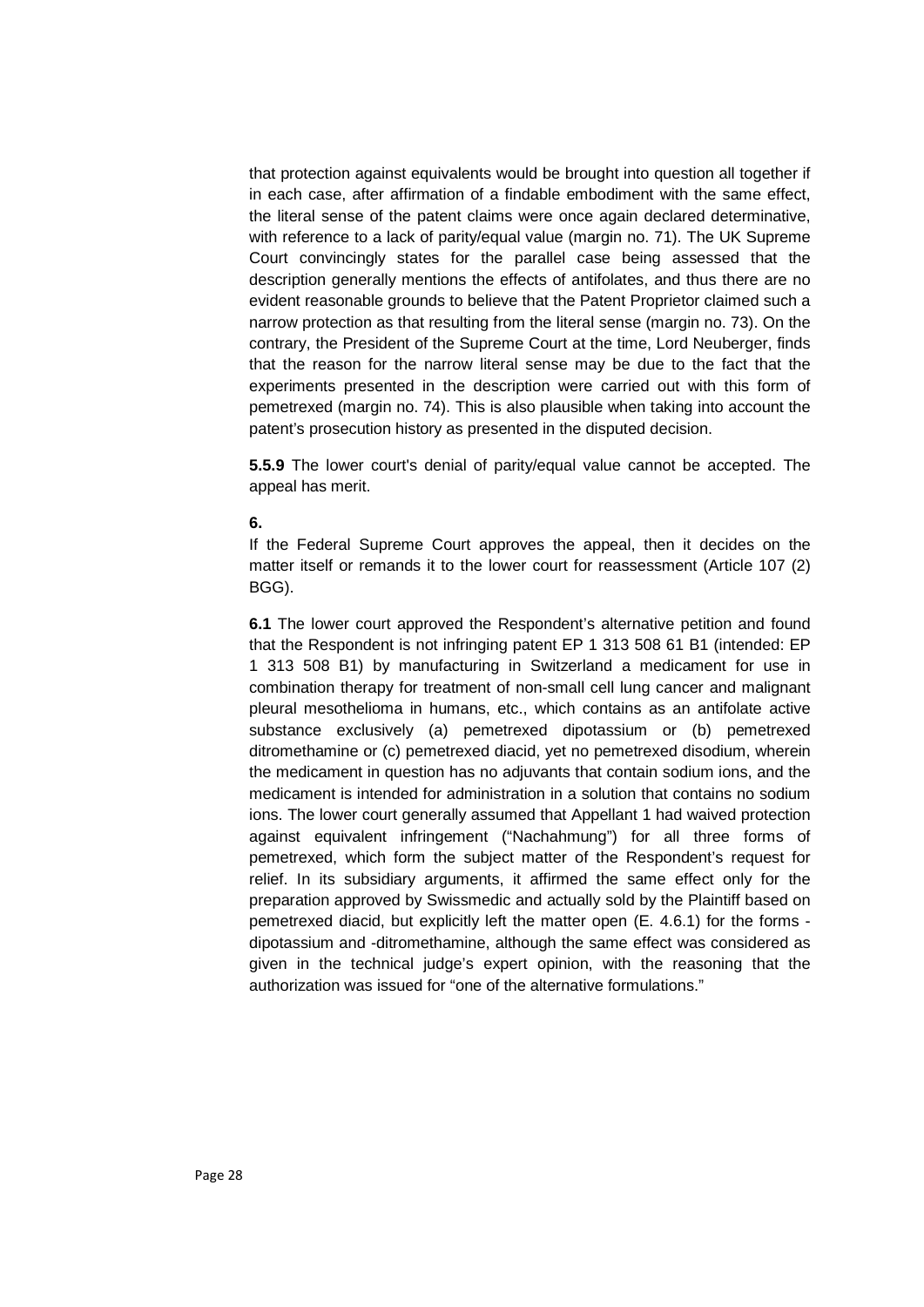that protection against equivalents would be brought into question all together if in each case, after affirmation of a findable embodiment with the same effect, the literal sense of the patent claims were once again declared determinative, with reference to a lack of parity/equal value (margin no. 71). The UK Supreme Court convincingly states for the parallel case being assessed that the description generally mentions the effects of antifolates, and thus there are no evident reasonable grounds to believe that the Patent Proprietor claimed such a narrow protection as that resulting from the literal sense (margin no. 73). On the contrary, the President of the Supreme Court at the time, Lord Neuberger, finds that the reason for the narrow literal sense may be due to the fact that the experiments presented in the description were carried out with this form of pemetrexed (margin no. 74). This is also plausible when taking into account the patent's prosecution history as presented in the disputed decision.

**5.5.9** The lower court's denial of parity/equal value cannot be accepted. The appeal has merit.

**6.**

If the Federal Supreme Court approves the appeal, then it decides on the matter itself or remands it to the lower court for reassessment (Article 107 (2) BGG).

**6.1** The lower court approved the Respondent's alternative petition and found that the Respondent is not infringing patent EP 1 313 508 61 B1 (intended: EP 1 313 508 B1) by manufacturing in Switzerland a medicament for use in combination therapy for treatment of non-small cell lung cancer and malignant pleural mesothelioma in humans, etc., which contains as an antifolate active substance exclusively (a) pemetrexed dipotassium or (b) pemetrexed ditromethamine or (c) pemetrexed diacid, yet no pemetrexed disodium, wherein the medicament in question has no adjuvants that contain sodium ions, and the medicament is intended for administration in a solution that contains no sodium ions. The lower court generally assumed that Appellant 1 had waived protection against equivalent infringement ("Nachahmung") for all three forms of pemetrexed, which form the subject matter of the Respondent's request for relief. In its subsidiary arguments, it affirmed the same effect only for the preparation approved by Swissmedic and actually sold by the Plaintiff based on pemetrexed diacid, but explicitly left the matter open (E. 4.6.1) for the forms -dipotassium and -ditromethamine, although the same effect was considered as given in the technical judge's expert opinion, with the reasoning that the authorization was issued for "one of the alternative formulations."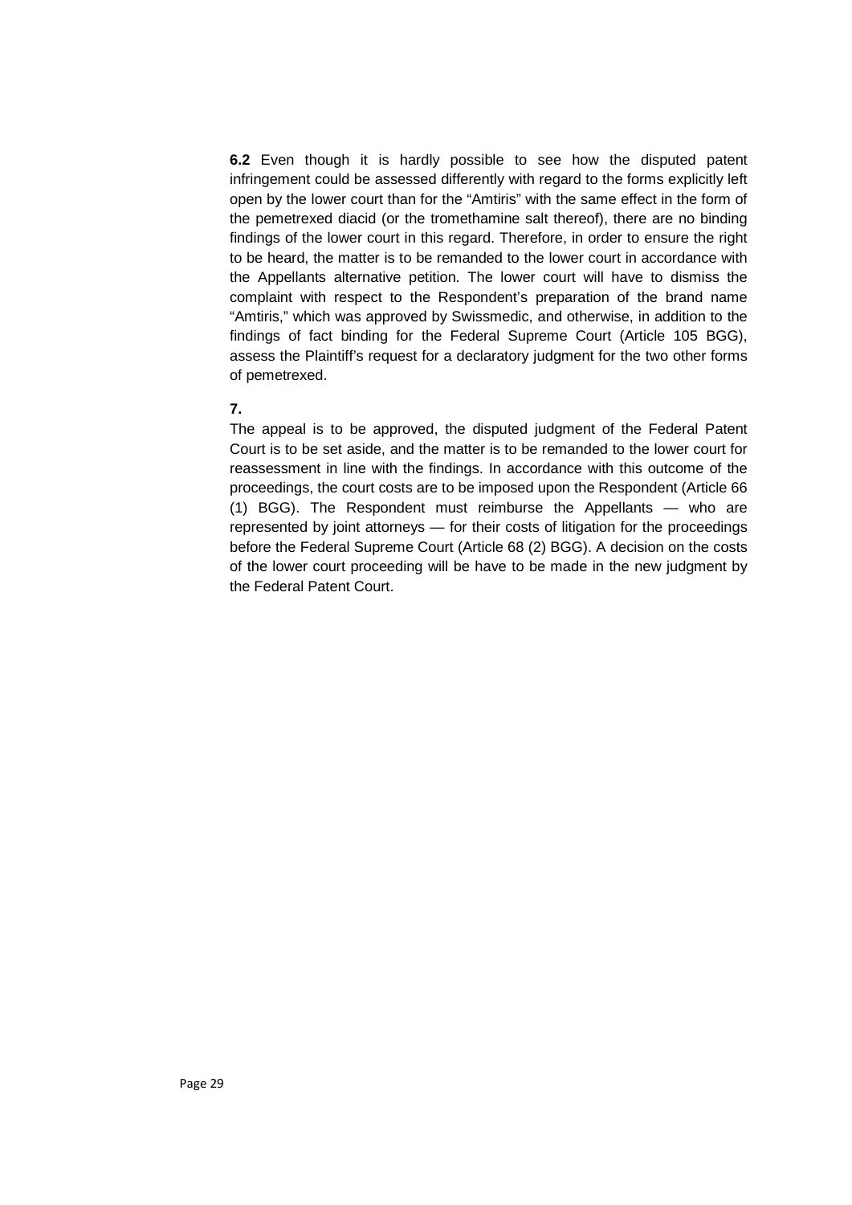**6.2** Even though it is hardly possible to see how the disputed patent infringement could be assessed differently with regard to the forms explicitly left open by the lower court than for the “Amtiris” with the same effect in the form of the pemetrexed diacid (or the tromethamine salt thereof), there are no binding findings of the lower court in this regard. Therefore, in order to ensure the right to be heard, the matter is to be remanded to the lower court in accordance with the Appellants alternative petition. The lower court will have to dismiss the complaint with respect to the Respondent’s preparation of the brand name “Amtiris,” which was approved by Swissmedic, and otherwise, in addition to the findings of fact binding for the Federal Supreme Court (Article 105 BGG), assess the Plaintiff’s request for a declaratory judgment for the two other forms of pemetrexed.

**7.**

The appeal is to be approved, the disputed judgment of the Federal Patent Court is to be set aside, and the matter is to be remanded to the lower court for reassessment in line with the findings. In accordance with this outcome of the proceedings, the court costs are to be imposed upon the Respondent (Article 66 (1) BGG). The Respondent must reimburse the Appellants — who are represented by joint attorneys — for their costs of litigation for the proceedings before the Federal Supreme Court (Article 68 (2) BGG). A decision on the costs of the lower court proceeding will be have to be made in the new judgment by the Federal Patent Court.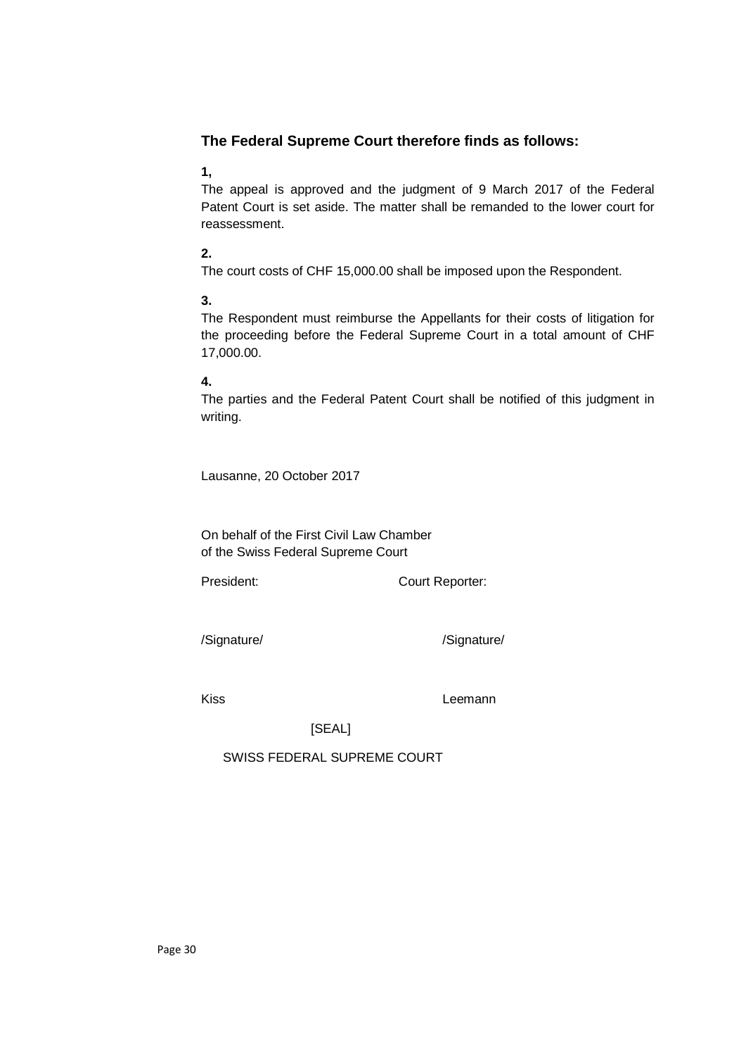**The Federal Supreme Court therefore finds as follows:**

**1,**

The appeal is approved and the judgment of 9 March 2017 of the Federal Patent Court is set aside. The matter shall be remanded to the lower court for reassessment.

**2.**

The court costs of CHF 15,000.00 shall be imposed upon the Respondent.

**3.**

The Respondent must reimburse the Appellants for their costs of litigation for the proceeding before the Federal Supreme Court in a total amount of CHF 17,000.00.

**4.**

The parties and the Federal Patent Court shall be notified of this judgment in writing.

Lausanne, 20 October 2017

On behalf of the First Civil Law Chamber
of the Swiss Federal Supreme Court

President: Court Reporter:

/Signature/ /Signature/

Kiss Leemann

[SEAL]

SWISS FEDERAL SUPREME COURT